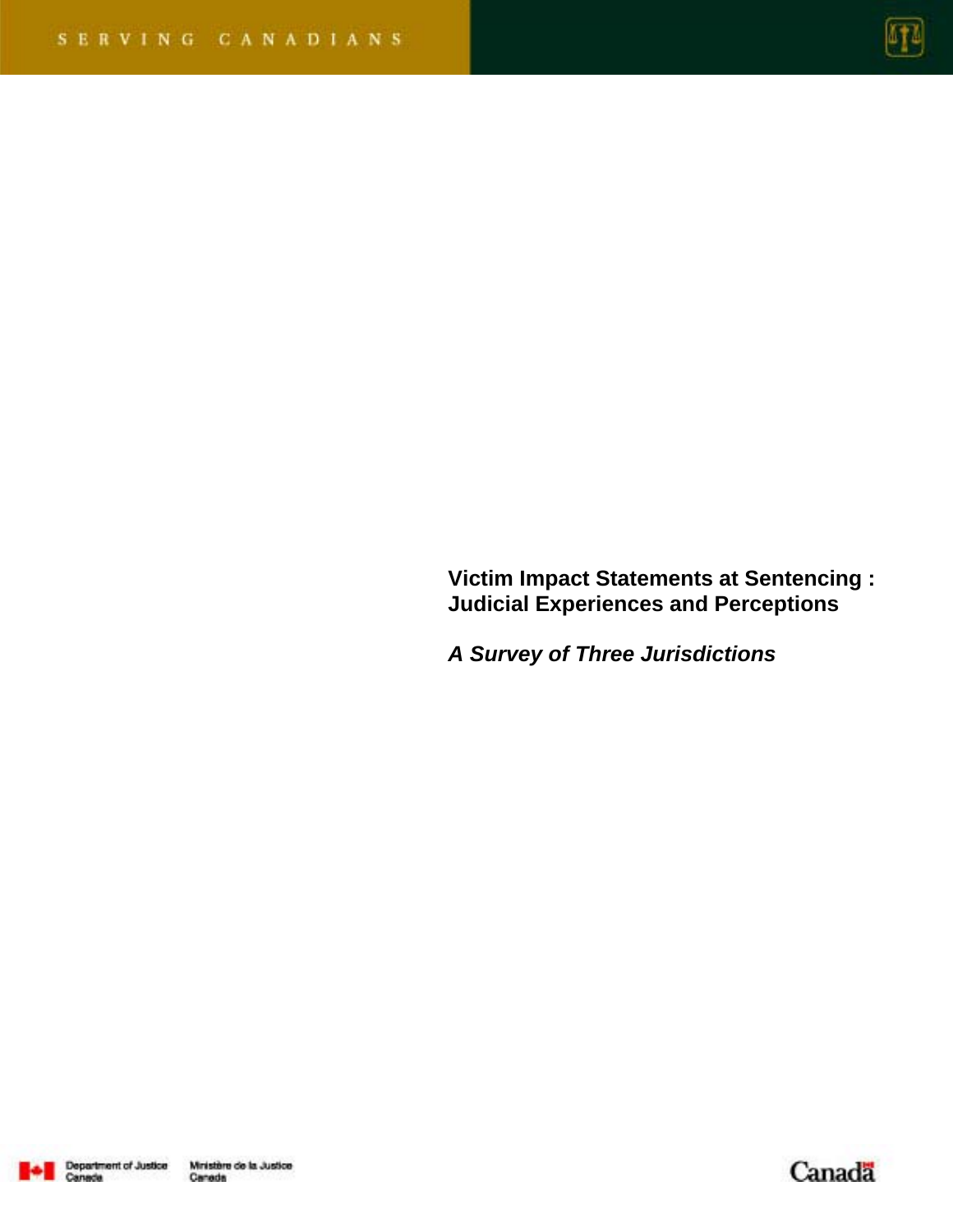SERVING CANADIANS

# Victim Impact Statements at Sentencing : Judicial Experiences and Perceptions

## *A Survey of Three Jurisdictions*

Department of Justice Canada | Ministère de la Justice Canada

Canada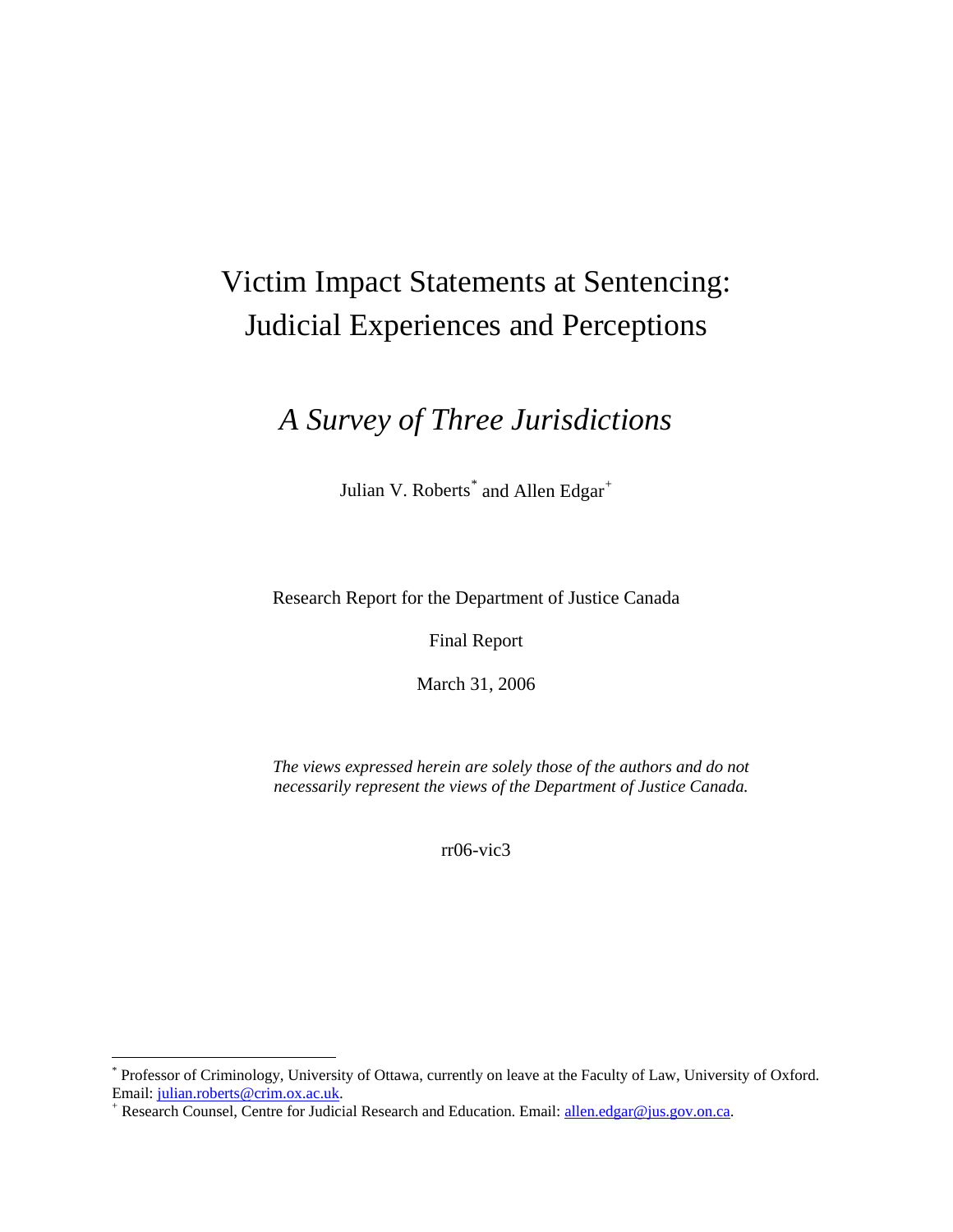# Victim Impact Statements at Sentencing: Judicial Experiences and Perceptions

## *A Survey of Three Jurisdictions*

Julian V. Roberts[*] and Allen Edgar[+]

Research Report for the Department of Justice Canada

Final Report

March 31, 2006

*The views expressed herein are solely those of the authors and do not necessarily represent the views of the Department of Justice Canada.*

rr06-vic3

---

[*] Professor of Criminology, University of Ottawa, currently on leave at the Faculty of Law, University of Oxford. Email: julian.roberts@crim.ox.ac.uk.

[+] Research Counsel, Centre for Judicial Research and Education. Email: allen.edgar@jus.gov.on.ca.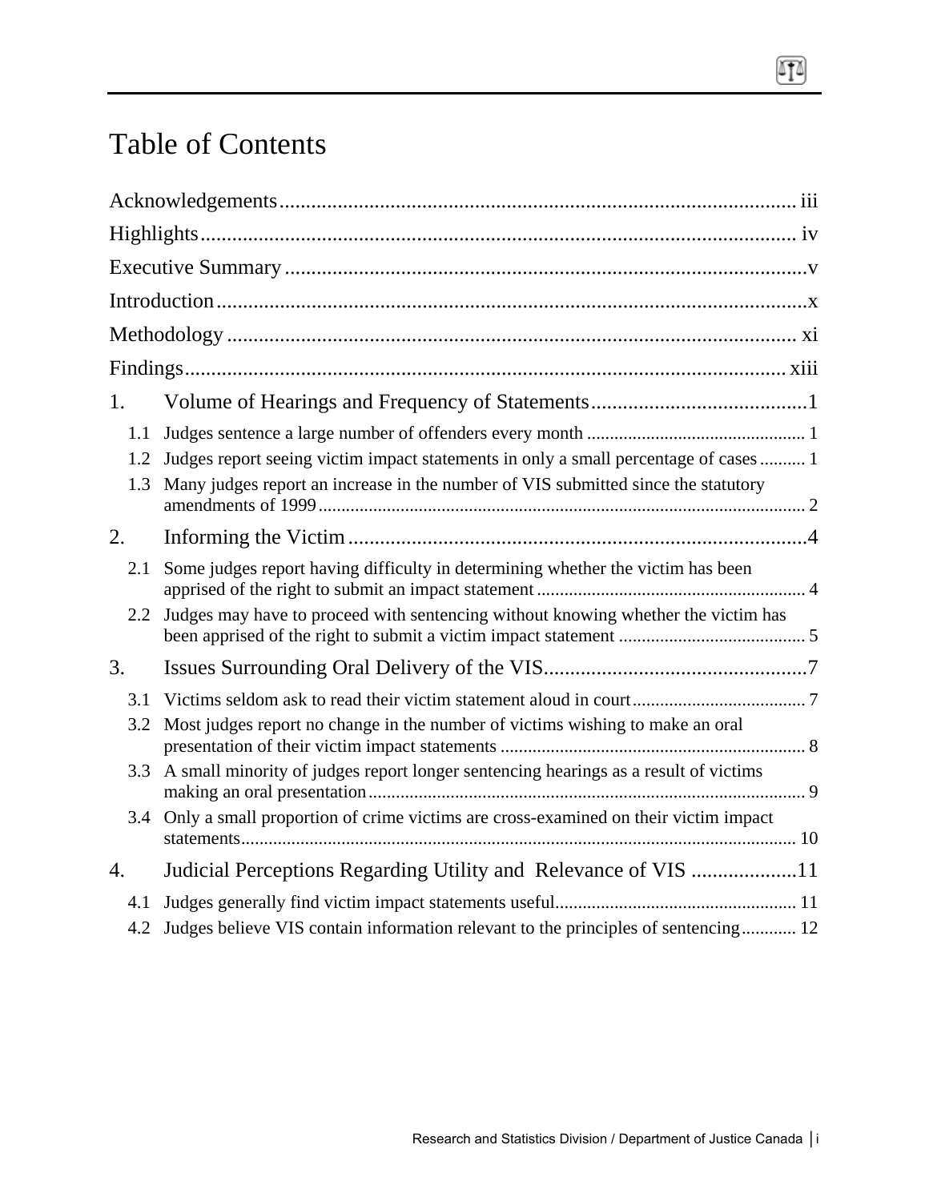# Table of Contents

Acknowledgements ........................................................................................ iii

Highlights ........................................................................................ iv

Executive Summary ........................................................................................ v

Introduction ........................................................................................ x

Methodology ........................................................................................ xi

Findings ........................................................................................ xiii

1. Volume of Hearings and Frequency of Statements ........................................ 1
   - 1.1 Judges sentence a large number of offenders every month ........................................ 1
   - 1.2 Judges report seeing victim impact statements in only a small percentage of cases .......... 1
   - 1.3 Many judges report an increase in the number of VIS submitted since the statutory amendments of 1999 ........................................ 2

2. Informing the Victim ........................................ 4
   - 2.1 Some judges report having difficulty in determining whether the victim has been apprised of the right to submit an impact statement ........................................ 4
   - 2.2 Judges may have to proceed with sentencing without knowing whether the victim has been apprised of the right to submit a victim impact statement ........................................ 5

3. Issues Surrounding Oral Delivery of the VIS ........................................ 7
   - 3.1 Victims seldom ask to read their victim statement aloud in court ........................................ 7
   - 3.2 Most judges report no change in the number of victims wishing to make an oral presentation of their victim impact statements ........................................ 8
   - 3.3 A small minority of judges report longer sentencing hearings as a result of victims making an oral presentation ........................................ 9
   - 3.4 Only a small proportion of crime victims are cross-examined on their victim impact statements ........................................ 10

4. Judicial Perceptions Regarding Utility and Relevance of VIS .................... 11
   - 4.1 Judges generally find victim impact statements useful ........................................ 11
   - 4.2 Judges believe VIS contain information relevant to the principles of sentencing ............ 12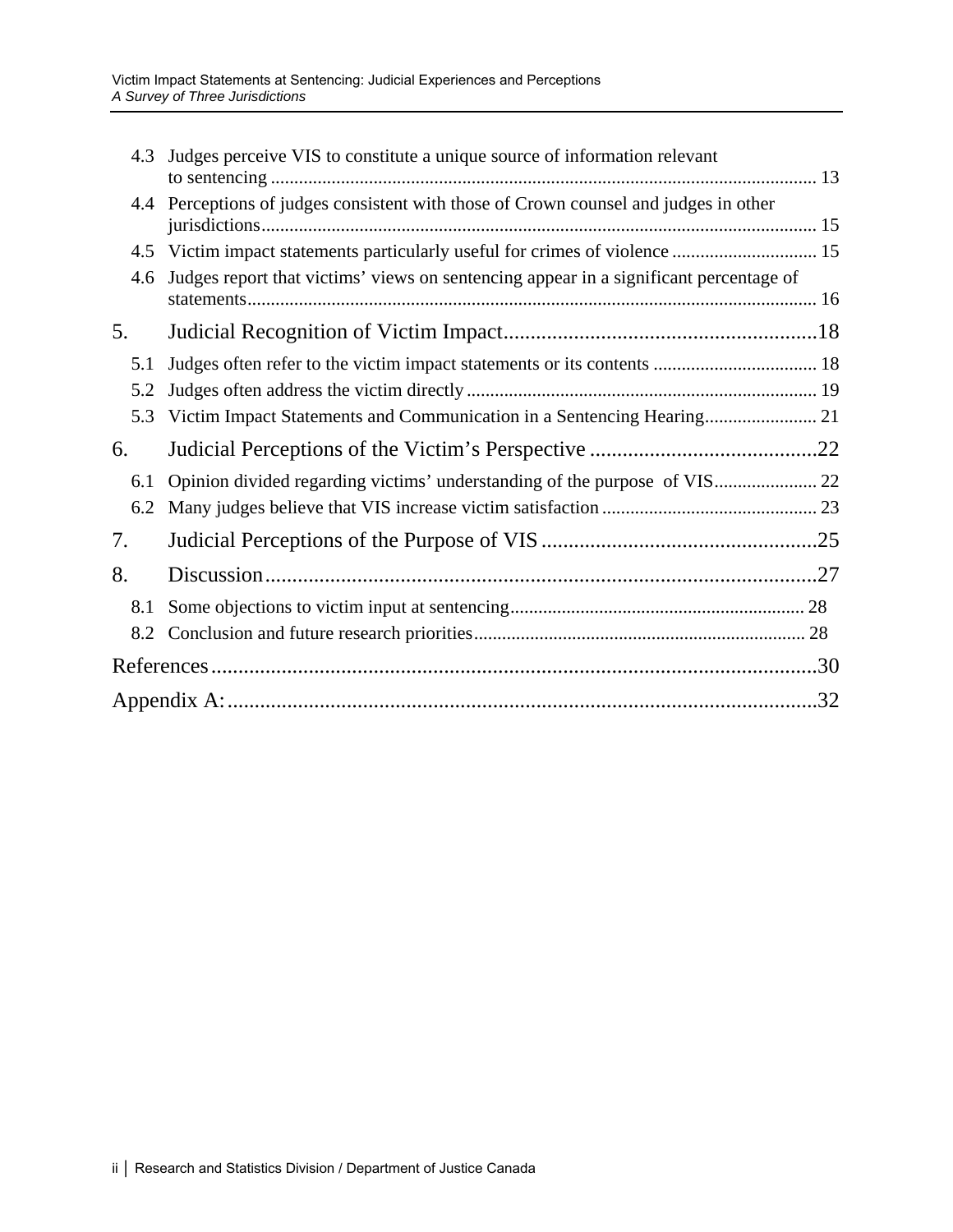4.3 Judges perceive VIS to constitute a unique source of information relevant to sentencing ..................................................................................................................... 13

4.4 Perceptions of judges consistent with those of Crown counsel and judges in other jurisdictions ....................................................................................................................... 15

4.5 Victim impact statements particularly useful for crimes of violence ............................... 15

4.6 Judges report that victims' views on sentencing appear in a significant percentage of statements .......................................................................................................................... 16

5. Judicial Recognition of Victim Impact ..........................................................18

5.1 Judges often refer to the victim impact statements or its contents ................................... 18

5.2 Judges often address the victim directly ........................................................................... 19

5.3 Victim Impact Statements and Communication in a Sentencing Hearing ........................ 21

6. Judicial Perceptions of the Victim's Perspective ..........................................22

6.1 Opinion divided regarding victims' understanding of the purpose of VIS ...................... 22

6.2 Many judges believe that VIS increase victim satisfaction .............................................. 23

7. Judicial Perceptions of the Purpose of VIS ...................................................25

8. Discussion .....................................................................................................27

8.1 Some objections to victim input at sentencing ............................................................... 28

8.2 Conclusion and future research priorities ....................................................................... 28

References ...............................................................................................................30

Appendix A: ............................................................................................................32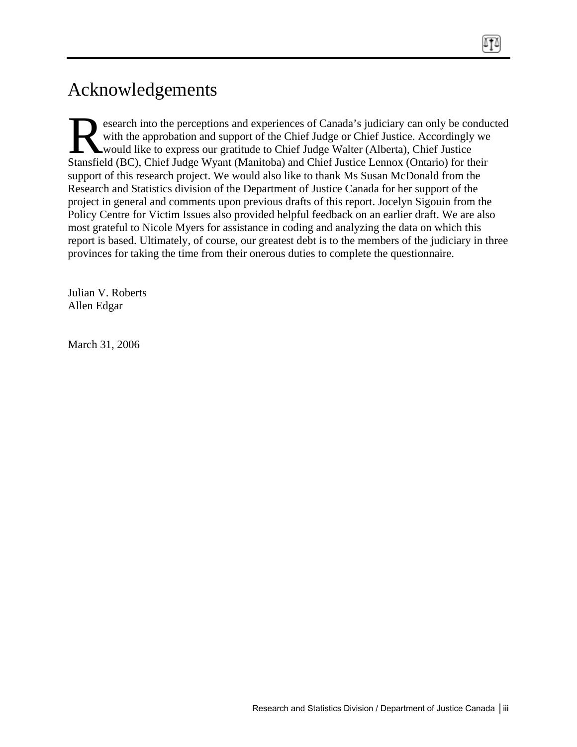# Acknowledgements

Research into the perceptions and experiences of Canada's judiciary can only be conducted with the approbation and support of the Chief Judge or Chief Justice. Accordingly we would like to express our gratitude to Chief Judge Walter (Alberta), Chief Justice Stansfield (BC), Chief Judge Wyant (Manitoba) and Chief Justice Lennox (Ontario) for their support of this research project. We would also like to thank Ms Susan McDonald from the Research and Statistics division of the Department of Justice Canada for her support of the project in general and comments upon previous drafts of this report. Jocelyn Sigouin from the Policy Centre for Victim Issues also provided helpful feedback on an earlier draft. We are also most grateful to Nicole Myers for assistance in coding and analyzing the data on which this report is based. Ultimately, of course, our greatest debt is to the members of the judiciary in three provinces for taking the time from their onerous duties to complete the questionnaire.

Julian V. Roberts
Allen Edgar

March 31, 2006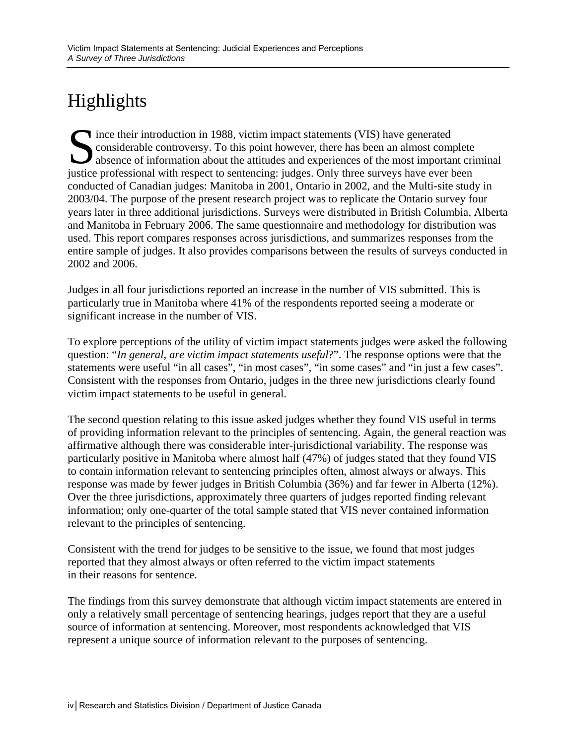# Highlights

Since their introduction in 1988, victim impact statements (VIS) have generated considerable controversy. To this point however, there has been an almost complete absence of information about the attitudes and experiences of the most important criminal justice professional with respect to sentencing: judges. Only three surveys have ever been conducted of Canadian judges: Manitoba in 2001, Ontario in 2002, and the Multi-site study in 2003/04. The purpose of the present research project was to replicate the Ontario survey four years later in three additional jurisdictions. Surveys were distributed in British Columbia, Alberta and Manitoba in February 2006. The same questionnaire and methodology for distribution was used. This report compares responses across jurisdictions, and summarizes responses from the entire sample of judges. It also provides comparisons between the results of surveys conducted in 2002 and 2006.

Judges in all four jurisdictions reported an increase in the number of VIS submitted. This is particularly true in Manitoba where 41% of the respondents reported seeing a moderate or significant increase in the number of VIS.

To explore perceptions of the utility of victim impact statements judges were asked the following question: "*In general, are victim impact statements useful*?". The response options were that the statements were useful "in all cases", "in most cases", "in some cases" and "in just a few cases". Consistent with the responses from Ontario, judges in the three new jurisdictions clearly found victim impact statements to be useful in general.

The second question relating to this issue asked judges whether they found VIS useful in terms of providing information relevant to the principles of sentencing. Again, the general reaction was affirmative although there was considerable inter-jurisdictional variability. The response was particularly positive in Manitoba where almost half (47%) of judges stated that they found VIS to contain information relevant to sentencing principles often, almost always or always. This response was made by fewer judges in British Columbia (36%) and far fewer in Alberta (12%). Over the three jurisdictions, approximately three quarters of judges reported finding relevant information; only one-quarter of the total sample stated that VIS never contained information relevant to the principles of sentencing.

Consistent with the trend for judges to be sensitive to the issue, we found that most judges reported that they almost always or often referred to the victim impact statements in their reasons for sentence.

The findings from this survey demonstrate that although victim impact statements are entered in only a relatively small percentage of sentencing hearings, judges report that they are a useful source of information at sentencing. Moreover, most respondents acknowledged that VIS represent a unique source of information relevant to the purposes of sentencing.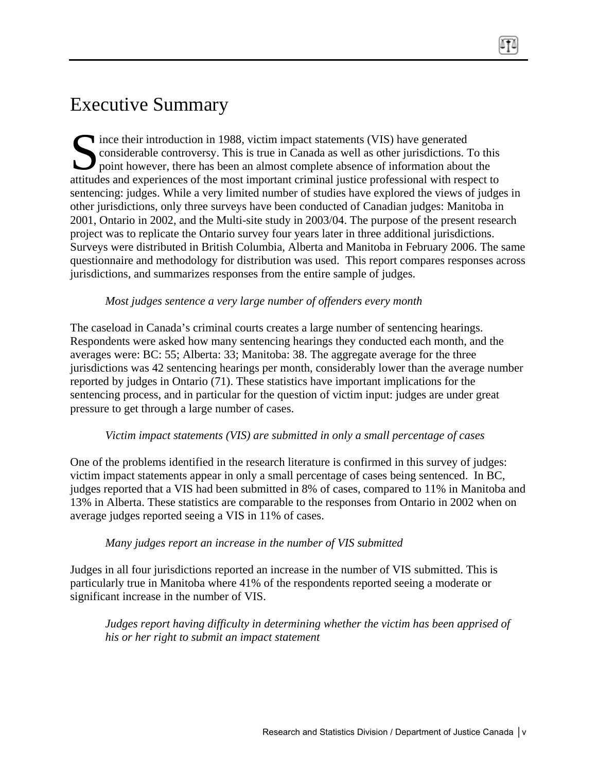# Executive Summary

Since their introduction in 1988, victim impact statements (VIS) have generated considerable controversy. This is true in Canada as well as other jurisdictions. To this point however, there has been an almost complete absence of information about the attitudes and experiences of the most important criminal justice professional with respect to sentencing: judges. While a very limited number of studies have explored the views of judges in other jurisdictions, only three surveys have been conducted of Canadian judges: Manitoba in 2001, Ontario in 2002, and the Multi-site study in 2003/04. The purpose of the present research project was to replicate the Ontario survey four years later in three additional jurisdictions. Surveys were distributed in British Columbia, Alberta and Manitoba in February 2006. The same questionnaire and methodology for distribution was used. This report compares responses across jurisdictions, and summarizes responses from the entire sample of judges.

*Most judges sentence a very large number of offenders every month*

The caseload in Canada's criminal courts creates a large number of sentencing hearings. Respondents were asked how many sentencing hearings they conducted each month, and the averages were: BC: 55; Alberta: 33; Manitoba: 38. The aggregate average for the three jurisdictions was 42 sentencing hearings per month, considerably lower than the average number reported by judges in Ontario (71). These statistics have important implications for the sentencing process, and in particular for the question of victim input: judges are under great pressure to get through a large number of cases.

*Victim impact statements (VIS) are submitted in only a small percentage of cases*

One of the problems identified in the research literature is confirmed in this survey of judges: victim impact statements appear in only a small percentage of cases being sentenced. In BC, judges reported that a VIS had been submitted in 8% of cases, compared to 11% in Manitoba and 13% in Alberta. These statistics are comparable to the responses from Ontario in 2002 when on average judges reported seeing a VIS in 11% of cases.

*Many judges report an increase in the number of VIS submitted*

Judges in all four jurisdictions reported an increase in the number of VIS submitted. This is particularly true in Manitoba where 41% of the respondents reported seeing a moderate or significant increase in the number of VIS.

*Judges report having difficulty in determining whether the victim has been apprised of his or her right to submit an impact statement*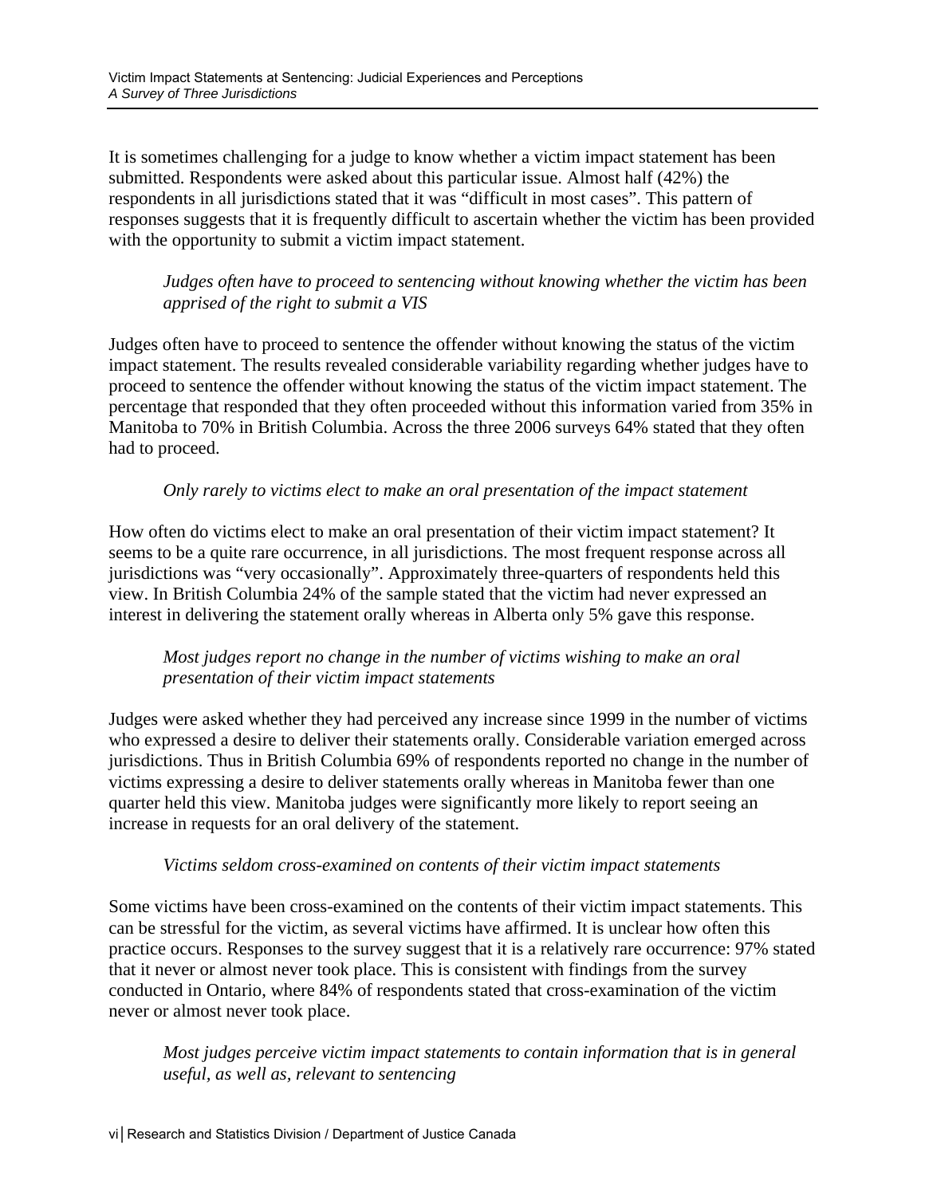It is sometimes challenging for a judge to know whether a victim impact statement has been submitted. Respondents were asked about this particular issue. Almost half (42%) the respondents in all jurisdictions stated that it was "difficult in most cases". This pattern of responses suggests that it is frequently difficult to ascertain whether the victim has been provided with the opportunity to submit a victim impact statement.

*Judges often have to proceed to sentencing without knowing whether the victim has been apprised of the right to submit a VIS*

Judges often have to proceed to sentence the offender without knowing the status of the victim impact statement. The results revealed considerable variability regarding whether judges have to proceed to sentence the offender without knowing the status of the victim impact statement. The percentage that responded that they often proceeded without this information varied from 35% in Manitoba to 70% in British Columbia. Across the three 2006 surveys 64% stated that they often had to proceed.

*Only rarely to victims elect to make an oral presentation of the impact statement*

How often do victims elect to make an oral presentation of their victim impact statement? It seems to be a quite rare occurrence, in all jurisdictions. The most frequent response across all jurisdictions was "very occasionally". Approximately three-quarters of respondents held this view. In British Columbia 24% of the sample stated that the victim had never expressed an interest in delivering the statement orally whereas in Alberta only 5% gave this response.

*Most judges report no change in the number of victims wishing to make an oral presentation of their victim impact statements*

Judges were asked whether they had perceived any increase since 1999 in the number of victims who expressed a desire to deliver their statements orally. Considerable variation emerged across jurisdictions. Thus in British Columbia 69% of respondents reported no change in the number of victims expressing a desire to deliver statements orally whereas in Manitoba fewer than one quarter held this view. Manitoba judges were significantly more likely to report seeing an increase in requests for an oral delivery of the statement.

*Victims seldom cross-examined on contents of their victim impact statements*

Some victims have been cross-examined on the contents of their victim impact statements. This can be stressful for the victim, as several victims have affirmed. It is unclear how often this practice occurs. Responses to the survey suggest that it is a relatively rare occurrence: 97% stated that it never or almost never took place. This is consistent with findings from the survey conducted in Ontario, where 84% of respondents stated that cross-examination of the victim never or almost never took place.

*Most judges perceive victim impact statements to contain information that is in general useful, as well as, relevant to sentencing*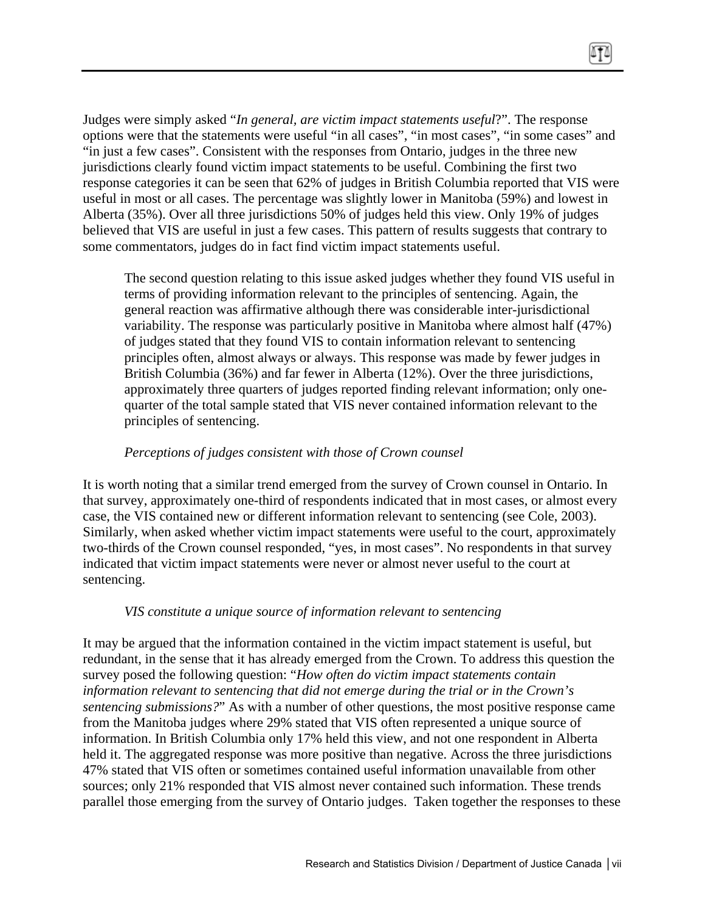Judges were simply asked "*In general, are victim impact statements useful*?". The response options were that the statements were useful "in all cases", "in most cases", "in some cases" and "in just a few cases". Consistent with the responses from Ontario, judges in the three new jurisdictions clearly found victim impact statements to be useful. Combining the first two response categories it can be seen that 62% of judges in British Columbia reported that VIS were useful in most or all cases. The percentage was slightly lower in Manitoba (59%) and lowest in Alberta (35%). Over all three jurisdictions 50% of judges held this view. Only 19% of judges believed that VIS are useful in just a few cases. This pattern of results suggests that contrary to some commentators, judges do in fact find victim impact statements useful.

> The second question relating to this issue asked judges whether they found VIS useful in terms of providing information relevant to the principles of sentencing. Again, the general reaction was affirmative although there was considerable inter-jurisdictional variability. The response was particularly positive in Manitoba where almost half (47%) of judges stated that they found VIS to contain information relevant to sentencing principles often, almost always or always. This response was made by fewer judges in British Columbia (36%) and far fewer in Alberta (12%). Over the three jurisdictions, approximately three quarters of judges reported finding relevant information; only one-quarter of the total sample stated that VIS never contained information relevant to the principles of sentencing.

*Perceptions of judges consistent with those of Crown counsel*

It is worth noting that a similar trend emerged from the survey of Crown counsel in Ontario. In that survey, approximately one-third of respondents indicated that in most cases, or almost every case, the VIS contained new or different information relevant to sentencing (see Cole, 2003). Similarly, when asked whether victim impact statements were useful to the court, approximately two-thirds of the Crown counsel responded, "yes, in most cases". No respondents in that survey indicated that victim impact statements were never or almost never useful to the court at sentencing.

*VIS constitute a unique source of information relevant to sentencing*

It may be argued that the information contained in the victim impact statement is useful, but redundant, in the sense that it has already emerged from the Crown. To address this question the survey posed the following question: "*How often do victim impact statements contain information relevant to sentencing that did not emerge during the trial or in the Crown's sentencing submissions?*" As with a number of other questions, the most positive response came from the Manitoba judges where 29% stated that VIS often represented a unique source of information. In British Columbia only 17% held this view, and not one respondent in Alberta held it. The aggregated response was more positive than negative. Across the three jurisdictions 47% stated that VIS often or sometimes contained useful information unavailable from other sources; only 21% responded that VIS almost never contained such information. These trends parallel those emerging from the survey of Ontario judges. Taken together the responses to these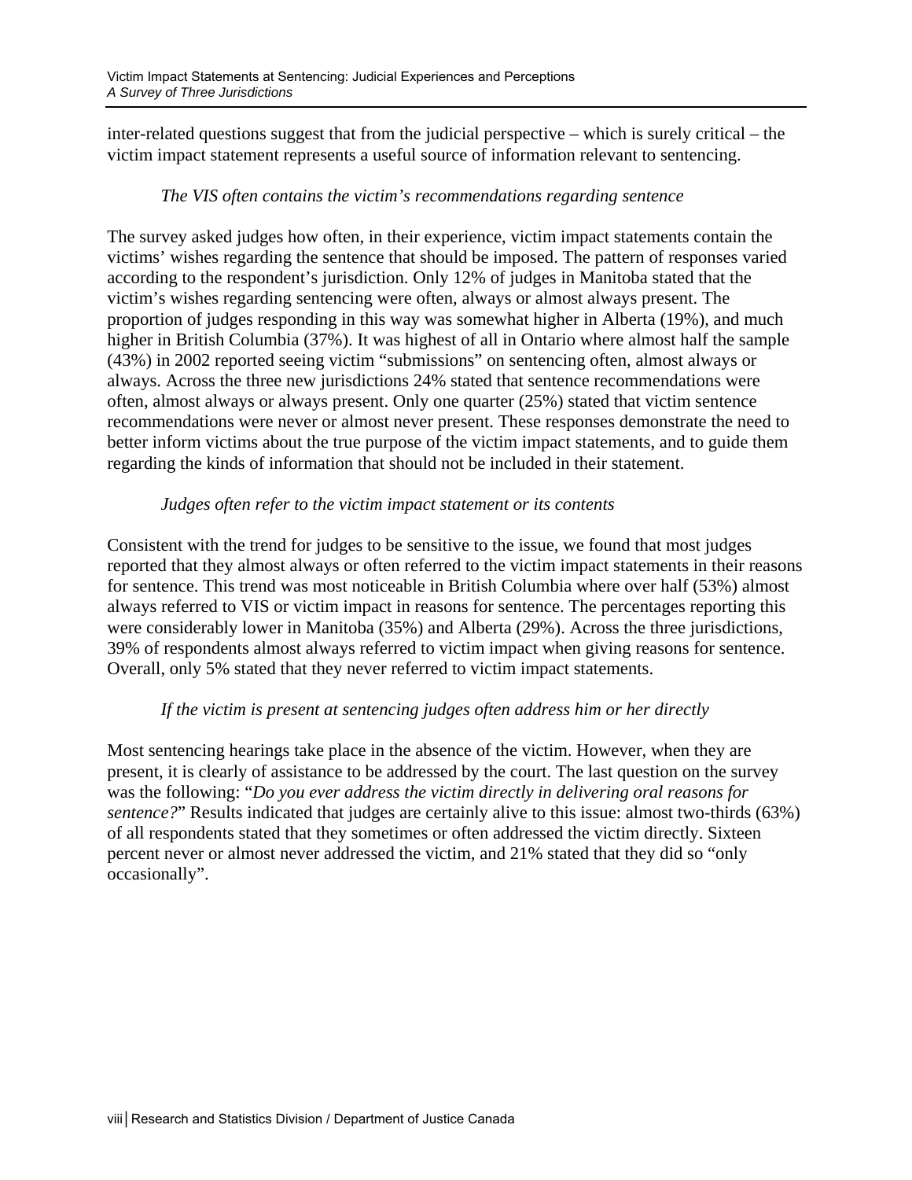inter-related questions suggest that from the judicial perspective – which is surely critical – the victim impact statement represents a useful source of information relevant to sentencing.

*The VIS often contains the victim's recommendations regarding sentence*

The survey asked judges how often, in their experience, victim impact statements contain the victims' wishes regarding the sentence that should be imposed. The pattern of responses varied according to the respondent's jurisdiction. Only 12% of judges in Manitoba stated that the victim's wishes regarding sentencing were often, always or almost always present. The proportion of judges responding in this way was somewhat higher in Alberta (19%), and much higher in British Columbia (37%). It was highest of all in Ontario where almost half the sample (43%) in 2002 reported seeing victim "submissions" on sentencing often, almost always or always. Across the three new jurisdictions 24% stated that sentence recommendations were often, almost always or always present. Only one quarter (25%) stated that victim sentence recommendations were never or almost never present. These responses demonstrate the need to better inform victims about the true purpose of the victim impact statements, and to guide them regarding the kinds of information that should not be included in their statement.

*Judges often refer to the victim impact statement or its contents*

Consistent with the trend for judges to be sensitive to the issue, we found that most judges reported that they almost always or often referred to the victim impact statements in their reasons for sentence. This trend was most noticeable in British Columbia where over half (53%) almost always referred to VIS or victim impact in reasons for sentence. The percentages reporting this were considerably lower in Manitoba (35%) and Alberta (29%). Across the three jurisdictions, 39% of respondents almost always referred to victim impact when giving reasons for sentence. Overall, only 5% stated that they never referred to victim impact statements.

*If the victim is present at sentencing judges often address him or her directly*

Most sentencing hearings take place in the absence of the victim. However, when they are present, it is clearly of assistance to be addressed by the court. The last question on the survey was the following: "*Do you ever address the victim directly in delivering oral reasons for sentence?*" Results indicated that judges are certainly alive to this issue: almost two-thirds (63%) of all respondents stated that they sometimes or often addressed the victim directly. Sixteen percent never or almost never addressed the victim, and 21% stated that they did so "only occasionally".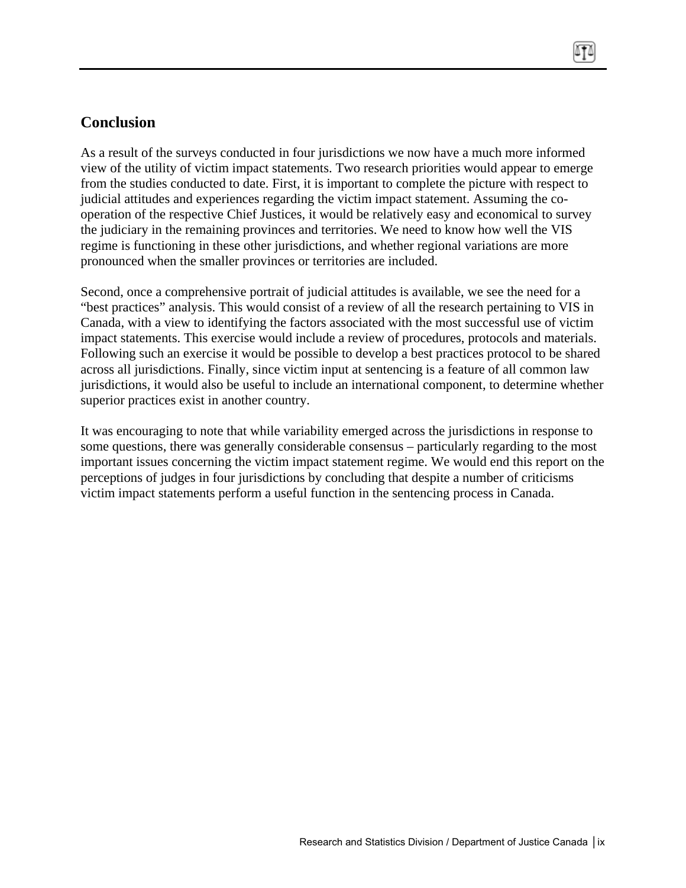## Conclusion

As a result of the surveys conducted in four jurisdictions we now have a much more informed view of the utility of victim impact statements. Two research priorities would appear to emerge from the studies conducted to date. First, it is important to complete the picture with respect to judicial attitudes and experiences regarding the victim impact statement. Assuming the co-operation of the respective Chief Justices, it would be relatively easy and economical to survey the judiciary in the remaining provinces and territories. We need to know how well the VIS regime is functioning in these other jurisdictions, and whether regional variations are more pronounced when the smaller provinces or territories are included.

Second, once a comprehensive portrait of judicial attitudes is available, we see the need for a "best practices" analysis. This would consist of a review of all the research pertaining to VIS in Canada, with a view to identifying the factors associated with the most successful use of victim impact statements. This exercise would include a review of procedures, protocols and materials. Following such an exercise it would be possible to develop a best practices protocol to be shared across all jurisdictions. Finally, since victim input at sentencing is a feature of all common law jurisdictions, it would also be useful to include an international component, to determine whether superior practices exist in another country.

It was encouraging to note that while variability emerged across the jurisdictions in response to some questions, there was generally considerable consensus – particularly regarding to the most important issues concerning the victim impact statement regime. We would end this report on the perceptions of judges in four jurisdictions by concluding that despite a number of criticisms victim impact statements perform a useful function in the sentencing process in Canada.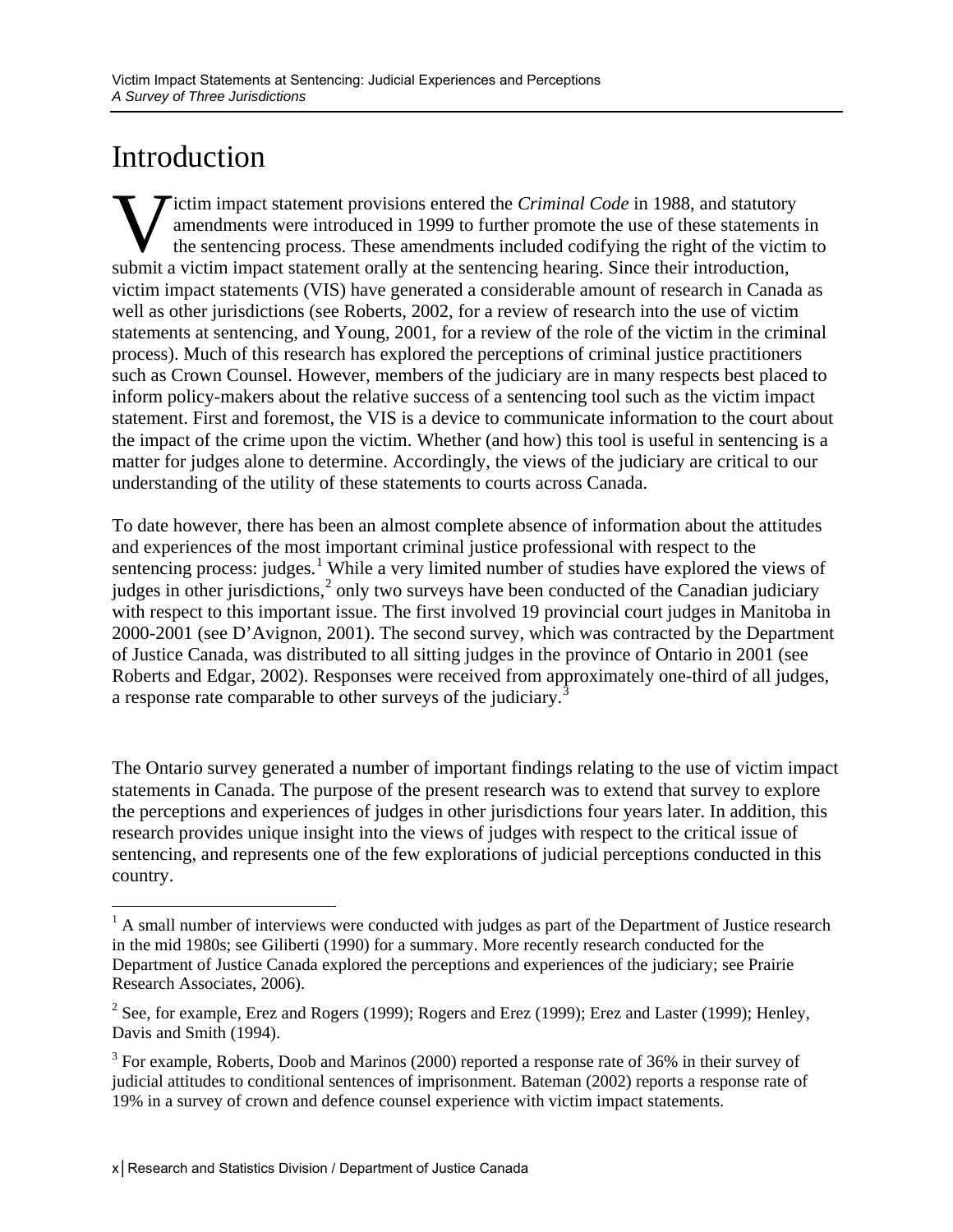# Introduction

Victim impact statement provisions entered the *Criminal Code* in 1988, and statutory amendments were introduced in 1999 to further promote the use of these statements in the sentencing process. These amendments included codifying the right of the victim to submit a victim impact statement orally at the sentencing hearing. Since their introduction, victim impact statements (VIS) have generated a considerable amount of research in Canada as well as other jurisdictions (see Roberts, 2002, for a review of research into the use of victim statements at sentencing, and Young, 2001, for a review of the role of the victim in the criminal process). Much of this research has explored the perceptions of criminal justice practitioners such as Crown Counsel. However, members of the judiciary are in many respects best placed to inform policy-makers about the relative success of a sentencing tool such as the victim impact statement. First and foremost, the VIS is a device to communicate information to the court about the impact of the crime upon the victim. Whether (and how) this tool is useful in sentencing is a matter for judges alone to determine. Accordingly, the views of the judiciary are critical to our understanding of the utility of these statements to courts across Canada.

To date however, there has been an almost complete absence of information about the attitudes and experiences of the most important criminal justice professional with respect to the sentencing process: judges.[1] While a very limited number of studies have explored the views of judges in other jurisdictions,[2] only two surveys have been conducted of the Canadian judiciary with respect to this important issue. The first involved 19 provincial court judges in Manitoba in 2000-2001 (see D'Avignon, 2001). The second survey, which was contracted by the Department of Justice Canada, was distributed to all sitting judges in the province of Ontario in 2001 (see Roberts and Edgar, 2002). Responses were received from approximately one-third of all judges, a response rate comparable to other surveys of the judiciary.[3]

The Ontario survey generated a number of important findings relating to the use of victim impact statements in Canada. The purpose of the present research was to extend that survey to explore the perceptions and experiences of judges in other jurisdictions four years later. In addition, this research provides unique insight into the views of judges with respect to the critical issue of sentencing, and represents one of the few explorations of judicial perceptions conducted in this country.

---

[1] A small number of interviews were conducted with judges as part of the Department of Justice research in the mid 1980s; see Giliberti (1990) for a summary. More recently research conducted for the Department of Justice Canada explored the perceptions and experiences of the judiciary; see Prairie Research Associates, 2006).

[2] See, for example, Erez and Rogers (1999); Rogers and Erez (1999); Erez and Laster (1999); Henley, Davis and Smith (1994).

[3] For example, Roberts, Doob and Marinos (2000) reported a response rate of 36% in their survey of judicial attitudes to conditional sentences of imprisonment. Bateman (2002) reports a response rate of 19% in a survey of crown and defence counsel experience with victim impact statements.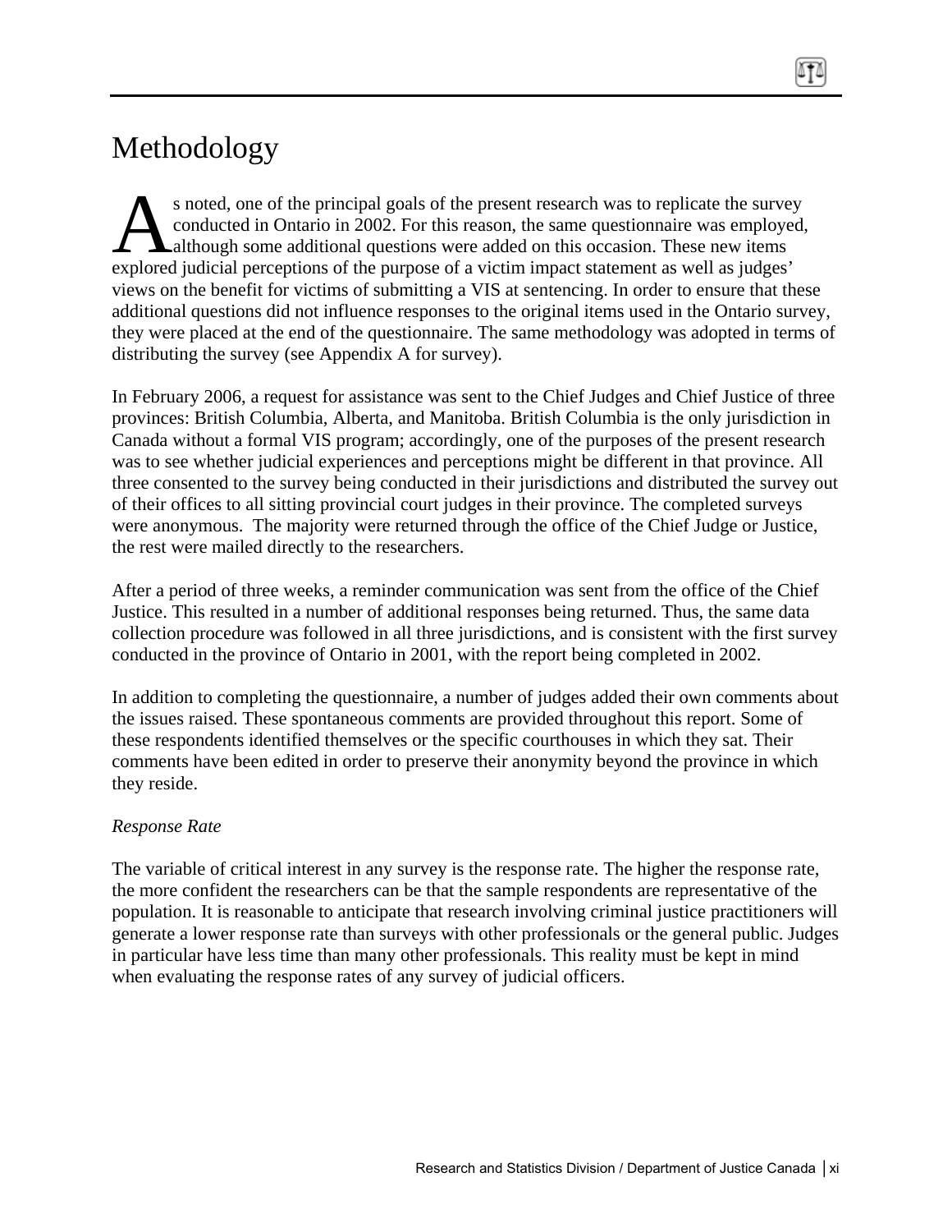# Methodology

As noted, one of the principal goals of the present research was to replicate the survey conducted in Ontario in 2002. For this reason, the same questionnaire was employed, although some additional questions were added on this occasion. These new items explored judicial perceptions of the purpose of a victim impact statement as well as judges' views on the benefit for victims of submitting a VIS at sentencing. In order to ensure that these additional questions did not influence responses to the original items used in the Ontario survey, they were placed at the end of the questionnaire. The same methodology was adopted in terms of distributing the survey (see Appendix A for survey).

In February 2006, a request for assistance was sent to the Chief Judges and Chief Justice of three provinces: British Columbia, Alberta, and Manitoba. British Columbia is the only jurisdiction in Canada without a formal VIS program; accordingly, one of the purposes of the present research was to see whether judicial experiences and perceptions might be different in that province. All three consented to the survey being conducted in their jurisdictions and distributed the survey out of their offices to all sitting provincial court judges in their province. The completed surveys were anonymous. The majority were returned through the office of the Chief Judge or Justice, the rest were mailed directly to the researchers.

After a period of three weeks, a reminder communication was sent from the office of the Chief Justice. This resulted in a number of additional responses being returned. Thus, the same data collection procedure was followed in all three jurisdictions, and is consistent with the first survey conducted in the province of Ontario in 2001, with the report being completed in 2002.

In addition to completing the questionnaire, a number of judges added their own comments about the issues raised. These spontaneous comments are provided throughout this report. Some of these respondents identified themselves or the specific courthouses in which they sat. Their comments have been edited in order to preserve their anonymity beyond the province in which they reside.

*Response Rate*

The variable of critical interest in any survey is the response rate. The higher the response rate, the more confident the researchers can be that the sample respondents are representative of the population. It is reasonable to anticipate that research involving criminal justice practitioners will generate a lower response rate than surveys with other professionals or the general public. Judges in particular have less time than many other professionals. This reality must be kept in mind when evaluating the response rates of any survey of judicial officers.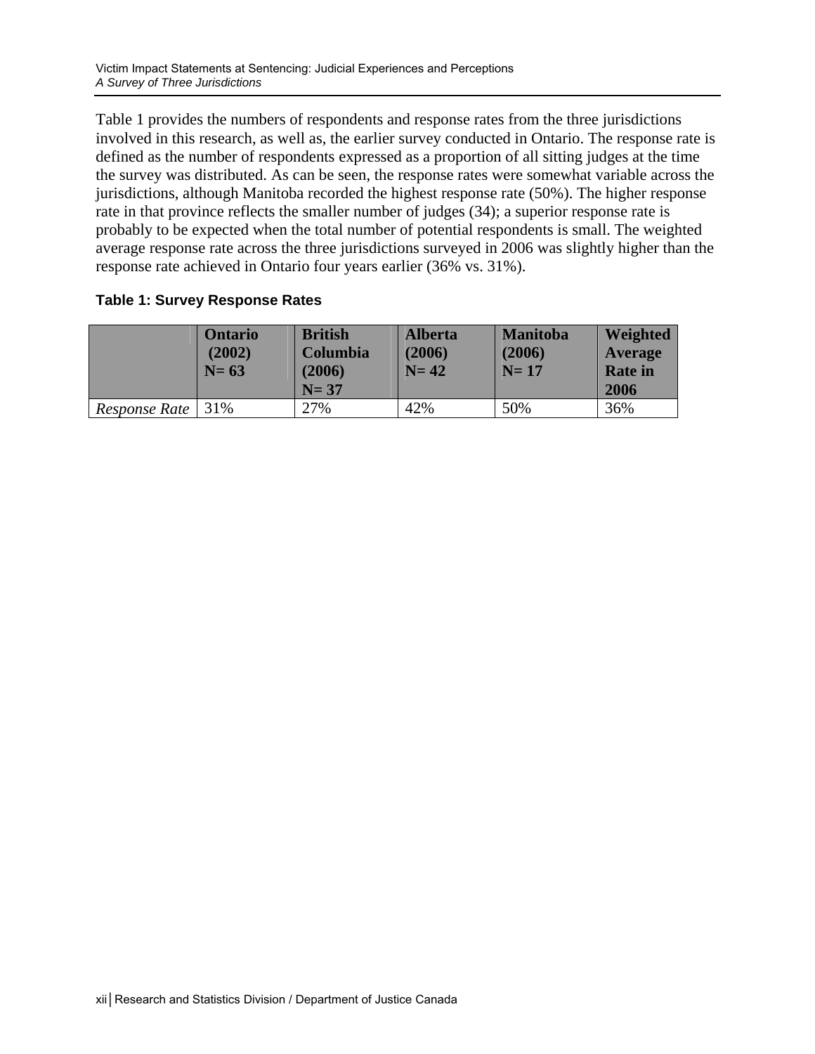Table 1 provides the numbers of respondents and response rates from the three jurisdictions involved in this research, as well as, the earlier survey conducted in Ontario. The response rate is defined as the number of respondents expressed as a proportion of all sitting judges at the time the survey was distributed. As can be seen, the response rates were somewhat variable across the jurisdictions, although Manitoba recorded the highest response rate (50%). The higher response rate in that province reflects the smaller number of judges (34); a superior response rate is probably to be expected when the total number of potential respondents is small. The weighted average response rate across the three jurisdictions surveyed in 2006 was slightly higher than the response rate achieved in Ontario four years earlier (36% vs. 31%).

**Table 1: Survey Response Rates**

| | **Ontario (2002) N= 63** | **British Columbia (2006) N= 37** | **Alberta (2006) N= 42** | **Manitoba (2006) N= 17** | **Weighted Average Rate in 2006** |
|---|---|---|---|---|---|
| *Response Rate* | 31% | 27% | 42% | 50% | 36% |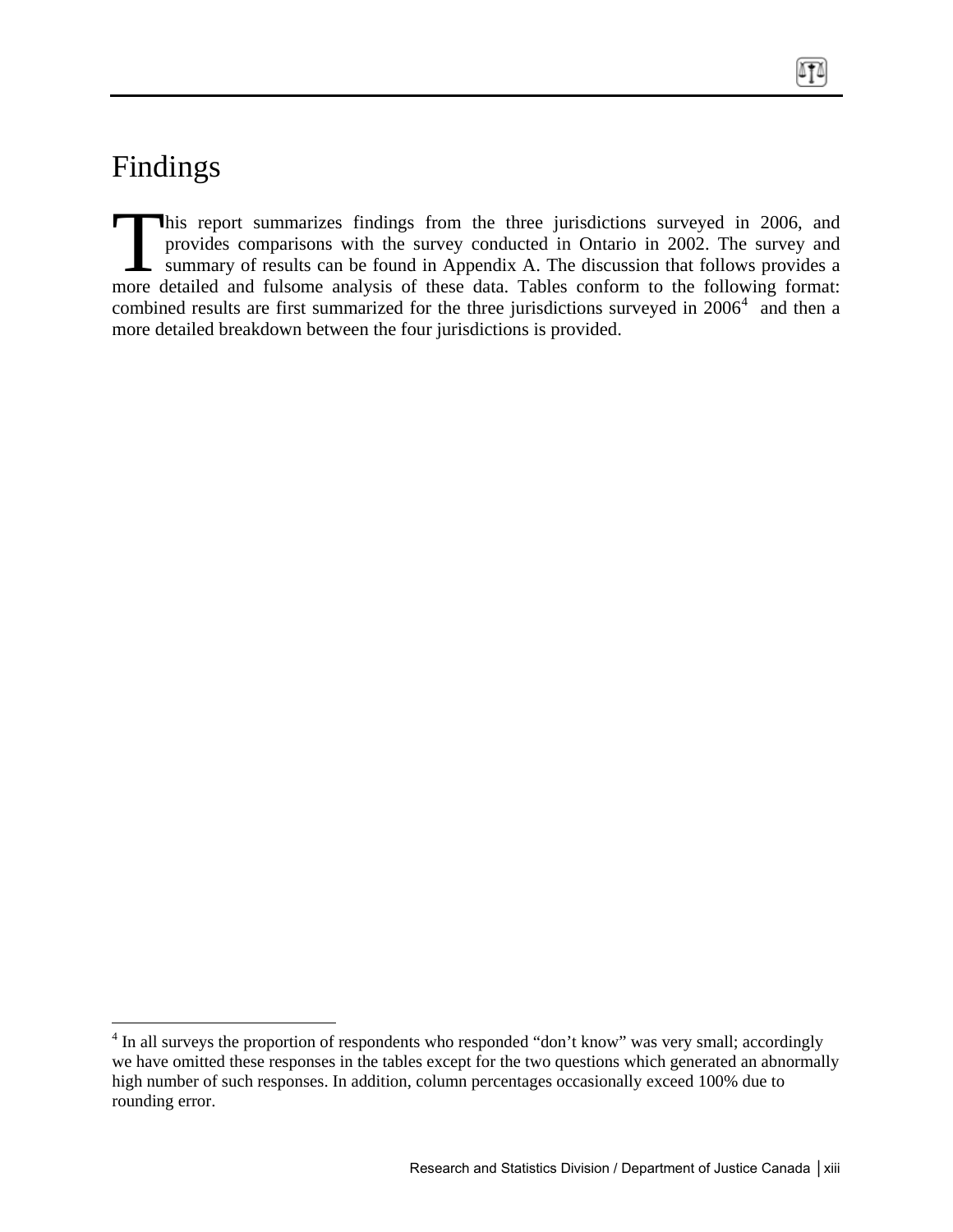# Findings

This report summarizes findings from the three jurisdictions surveyed in 2006, and provides comparisons with the survey conducted in Ontario in 2002. The survey and summary of results can be found in Appendix A. The discussion that follows provides a more detailed and fulsome analysis of these data. Tables conform to the following format: combined results are first summarized for the three jurisdictions surveyed in 2006[4] and then a more detailed breakdown between the four jurisdictions is provided.

[4] In all surveys the proportion of respondents who responded "don't know" was very small; accordingly we have omitted these responses in the tables except for the two questions which generated an abnormally high number of such responses. In addition, column percentages occasionally exceed 100% due to rounding error.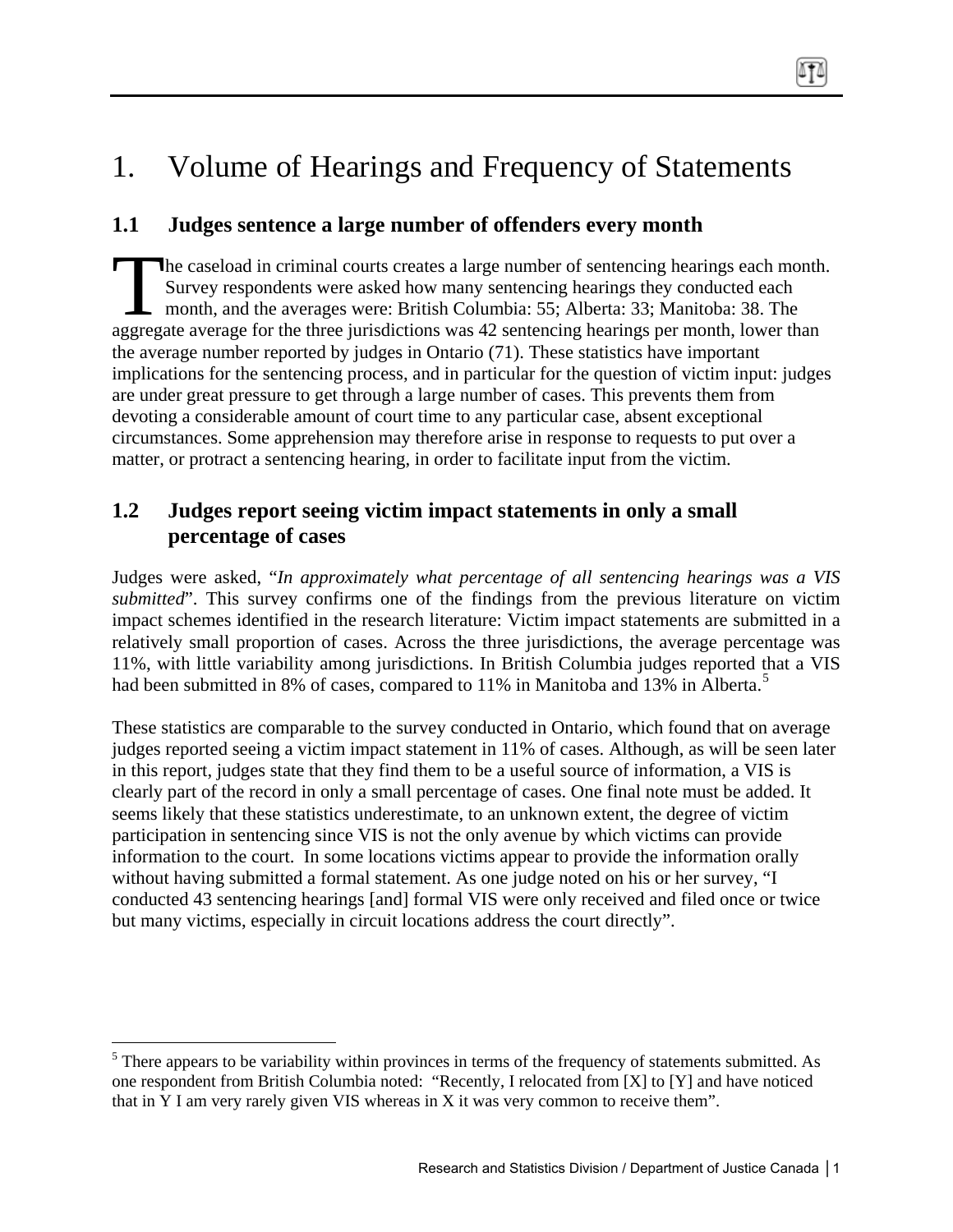# 1. Volume of Hearings and Frequency of Statements

## 1.1 Judges sentence a large number of offenders every month

The caseload in criminal courts creates a large number of sentencing hearings each month. Survey respondents were asked how many sentencing hearings they conducted each month, and the averages were: British Columbia: 55; Alberta: 33; Manitoba: 38. The aggregate average for the three jurisdictions was 42 sentencing hearings per month, lower than the average number reported by judges in Ontario (71). These statistics have important implications for the sentencing process, and in particular for the question of victim input: judges are under great pressure to get through a large number of cases. This prevents them from devoting a considerable amount of court time to any particular case, absent exceptional circumstances. Some apprehension may therefore arise in response to requests to put over a matter, or protract a sentencing hearing, in order to facilitate input from the victim.

## 1.2 Judges report seeing victim impact statements in only a small percentage of cases

Judges were asked, "*In approximately what percentage of all sentencing hearings was a VIS submitted*". This survey confirms one of the findings from the previous literature on victim impact schemes identified in the research literature: Victim impact statements are submitted in a relatively small proportion of cases. Across the three jurisdictions, the average percentage was 11%, with little variability among jurisdictions. In British Columbia judges reported that a VIS had been submitted in 8% of cases, compared to 11% in Manitoba and 13% in Alberta.[5]

These statistics are comparable to the survey conducted in Ontario, which found that on average judges reported seeing a victim impact statement in 11% of cases. Although, as will be seen later in this report, judges state that they find them to be a useful source of information, a VIS is clearly part of the record in only a small percentage of cases. One final note must be added. It seems likely that these statistics underestimate, to an unknown extent, the degree of victim participation in sentencing since VIS is not the only avenue by which victims can provide information to the court. In some locations victims appear to provide the information orally without having submitted a formal statement. As one judge noted on his or her survey, "I conducted 43 sentencing hearings [and] formal VIS were only received and filed once or twice but many victims, especially in circuit locations address the court directly".

---

[5] There appears to be variability within provinces in terms of the frequency of statements submitted. As one respondent from British Columbia noted: "Recently, I relocated from [X] to [Y] and have noticed that in Y I am very rarely given VIS whereas in X it was very common to receive them".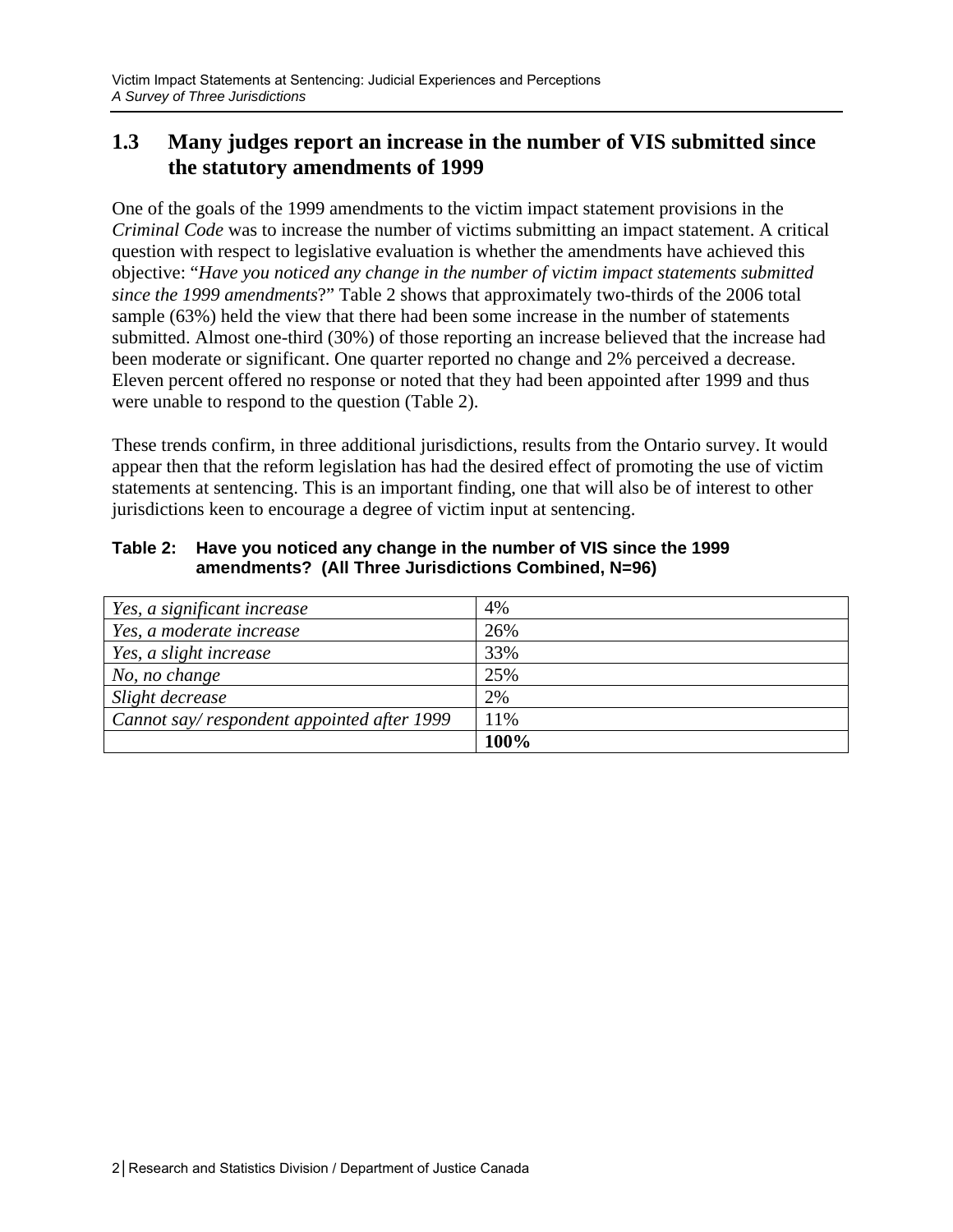## 1.3 Many judges report an increase in the number of VIS submitted since the statutory amendments of 1999

One of the goals of the 1999 amendments to the victim impact statement provisions in the *Criminal Code* was to increase the number of victims submitting an impact statement. A critical question with respect to legislative evaluation is whether the amendments have achieved this objective: "*Have you noticed any change in the number of victim impact statements submitted since the 1999 amendments*?" Table 2 shows that approximately two-thirds of the 2006 total sample (63%) held the view that there had been some increase in the number of statements submitted. Almost one-third (30%) of those reporting an increase believed that the increase had been moderate or significant. One quarter reported no change and 2% perceived a decrease. Eleven percent offered no response or noted that they had been appointed after 1999 and thus were unable to respond to the question (Table 2).

These trends confirm, in three additional jurisdictions, results from the Ontario survey. It would appear then that the reform legislation has had the desired effect of promoting the use of victim statements at sentencing. This is an important finding, one that will also be of interest to other jurisdictions keen to encourage a degree of victim input at sentencing.

**Table 2: Have you noticed any change in the number of VIS since the 1999 amendments? (All Three Jurisdictions Combined, N=96)**

| | |
|---|---|
| *Yes, a significant increase* | 4% |
| *Yes, a moderate increase* | 26% |
| *Yes, a slight increase* | 33% |
| *No, no change* | 25% |
| *Slight decrease* | 2% |
| *Cannot say/ respondent appointed after 1999* | 11% |
| | **100%** |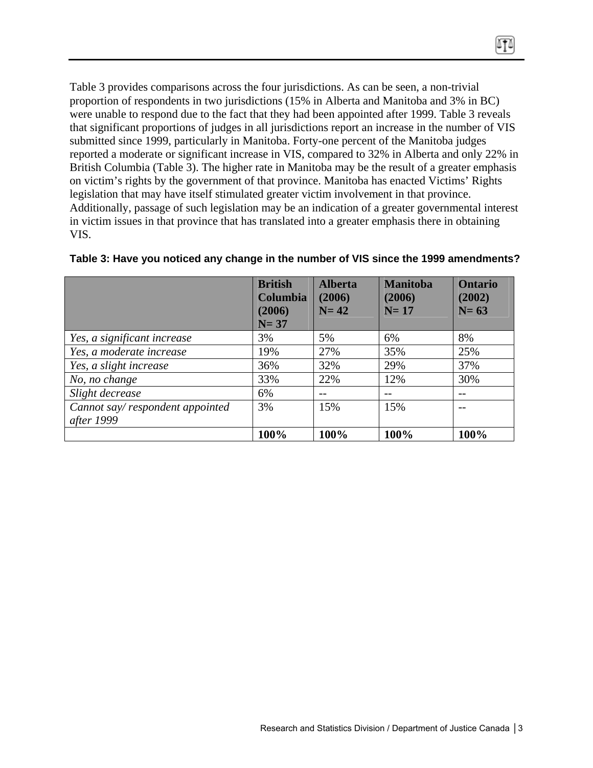Table 3 provides comparisons across the four jurisdictions. As can be seen, a non-trivial proportion of respondents in two jurisdictions (15% in Alberta and Manitoba and 3% in BC) were unable to respond due to the fact that they had been appointed after 1999. Table 3 reveals that significant proportions of judges in all jurisdictions report an increase in the number of VIS submitted since 1999, particularly in Manitoba. Forty-one percent of the Manitoba judges reported a moderate or significant increase in VIS, compared to 32% in Alberta and only 22% in British Columbia (Table 3). The higher rate in Manitoba may be the result of a greater emphasis on victim's rights by the government of that province. Manitoba has enacted Victims' Rights legislation that may have itself stimulated greater victim involvement in that province. Additionally, passage of such legislation may be an indication of a greater governmental interest in victim issues in that province that has translated into a greater emphasis there in obtaining VIS.

**Table 3: Have you noticed any change in the number of VIS since the 1999 amendments?**

| | **British Columbia (2006) N= 37** | **Alberta (2006) N= 42** | **Manitoba (2006) N= 17** | **Ontario (2002) N= 63** |
|---|---|---|---|---|
| *Yes, a significant increase* | 3% | 5% | 6% | 8% |
| *Yes, a moderate increase* | 19% | 27% | 35% | 25% |
| *Yes, a slight increase* | 36% | 32% | 29% | 37% |
| *No, no change* | 33% | 22% | 12% | 30% |
| *Slight decrease* | 6% | -- | -- | -- |
| *Cannot say/ respondent appointed after 1999* | 3% | 15% | 15% | -- |
| | **100%** | **100%** | **100%** | **100%** |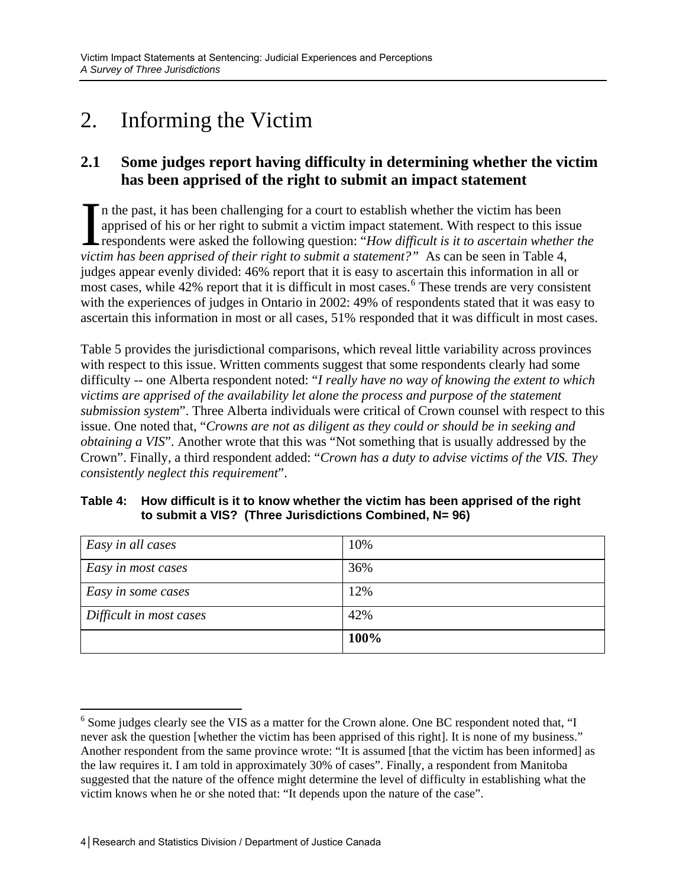# 2. Informing the Victim

## 2.1 Some judges report having difficulty in determining whether the victim has been apprised of the right to submit an impact statement

In the past, it has been challenging for a court to establish whether the victim has been apprised of his or her right to submit a victim impact statement. With respect to this issue respondents were asked the following question: "*How difficult is it to ascertain whether the victim has been apprised of their right to submit a statement?"* As can be seen in Table 4, judges appear evenly divided: 46% report that it is easy to ascertain this information in all or most cases, while 42% report that it is difficult in most cases.[6] These trends are very consistent with the experiences of judges in Ontario in 2002: 49% of respondents stated that it was easy to ascertain this information in most or all cases, 51% responded that it was difficult in most cases.

Table 5 provides the jurisdictional comparisons, which reveal little variability across provinces with respect to this issue. Written comments suggest that some respondents clearly had some difficulty -- one Alberta respondent noted: "*I really have no way of knowing the extent to which victims are apprised of the availability let alone the process and purpose of the statement submission system*". Three Alberta individuals were critical of Crown counsel with respect to this issue. One noted that, "*Crowns are not as diligent as they could or should be in seeking and obtaining a VIS*". Another wrote that this was "Not something that is usually addressed by the Crown". Finally, a third respondent added: "*Crown has a duty to advise victims of the VIS. They consistently neglect this requirement*".

**Table 4: How difficult is it to know whether the victim has been apprised of the right to submit a VIS? (Three Jurisdictions Combined, N= 96)**

| | |
|---|---|
| *Easy in all cases* | 10% |
| *Easy in most cases* | 36% |
| *Easy in some cases* | 12% |
| *Difficult in most cases* | 42% |
| | **100%** |

[6] Some judges clearly see the VIS as a matter for the Crown alone. One BC respondent noted that, "I never ask the question [whether the victim has been apprised of this right]. It is none of my business." Another respondent from the same province wrote: "It is assumed [that the victim has been informed] as the law requires it. I am told in approximately 30% of cases". Finally, a respondent from Manitoba suggested that the nature of the offence might determine the level of difficulty in establishing what the victim knows when he or she noted that: "It depends upon the nature of the case".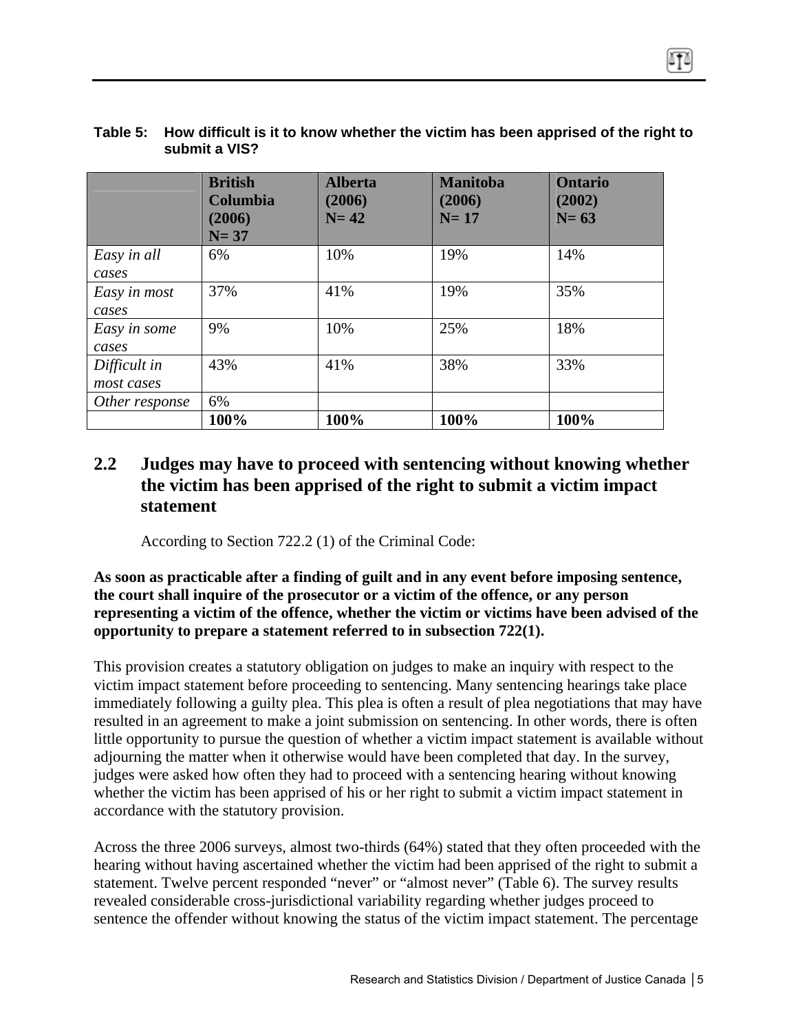**Table 5: How difficult is it to know whether the victim has been apprised of the right to submit a VIS?**

| | British Columbia (2006) N= 37 | Alberta (2006) N= 42 | Manitoba (2006) N= 17 | Ontario (2002) N= 63 |
|---|---|---|---|---|
| *Easy in all cases* | 6% | 10% | 19% | 14% |
| *Easy in most cases* | 37% | 41% | 19% | 35% |
| *Easy in some cases* | 9% | 10% | 25% | 18% |
| *Difficult in most cases* | 43% | 41% | 38% | 33% |
| *Other response* | 6% | | | |
| | **100%** | **100%** | **100%** | **100%** |

## 2.2 Judges may have to proceed with sentencing without knowing whether the victim has been apprised of the right to submit a victim impact statement

According to Section 722.2 (1) of the Criminal Code:

**As soon as practicable after a finding of guilt and in any event before imposing sentence, the court shall inquire of the prosecutor or a victim of the offence, or any person representing a victim of the offence, whether the victim or victims have been advised of the opportunity to prepare a statement referred to in subsection 722(1).**

This provision creates a statutory obligation on judges to make an inquiry with respect to the victim impact statement before proceeding to sentencing. Many sentencing hearings take place immediately following a guilty plea. This plea is often a result of plea negotiations that may have resulted in an agreement to make a joint submission on sentencing. In other words, there is often little opportunity to pursue the question of whether a victim impact statement is available without adjourning the matter when it otherwise would have been completed that day. In the survey, judges were asked how often they had to proceed with a sentencing hearing without knowing whether the victim has been apprised of his or her right to submit a victim impact statement in accordance with the statutory provision.

Across the three 2006 surveys, almost two-thirds (64%) stated that they often proceeded with the hearing without having ascertained whether the victim had been apprised of the right to submit a statement. Twelve percent responded "never" or "almost never" (Table 6). The survey results revealed considerable cross-jurisdictional variability regarding whether judges proceed to sentence the offender without knowing the status of the victim impact statement. The percentage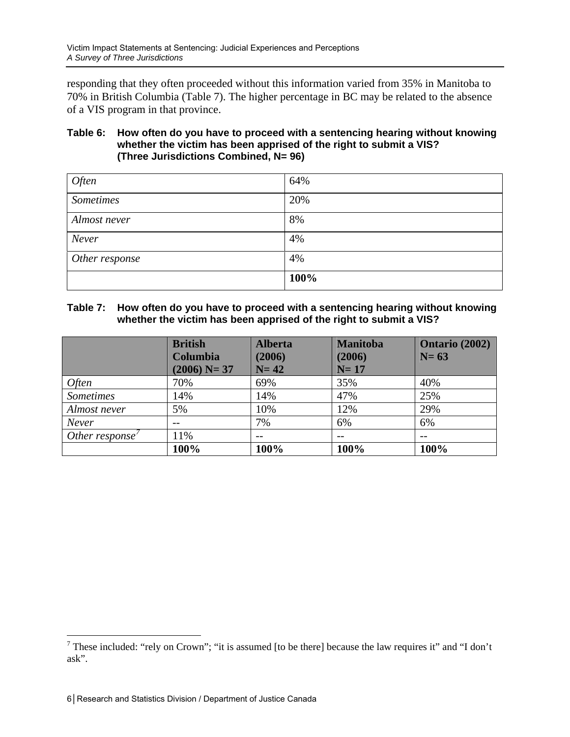responding that they often proceeded without this information varied from 35% in Manitoba to 70% in British Columbia (Table 7). The higher percentage in BC may be related to the absence of a VIS program in that province.

**Table 6: How often do you have to proceed with a sentencing hearing without knowing whether the victim has been apprised of the right to submit a VIS? (Three Jurisdictions Combined, N= 96)**

| | |
|---|---|
| *Often* | 64% |
| *Sometimes* | 20% |
| *Almost never* | 8% |
| *Never* | 4% |
| *Other response* | 4% |
| | **100%** |

**Table 7: How often do you have to proceed with a sentencing hearing without knowing whether the victim has been apprised of the right to submit a VIS?**

| | British Columbia (2006) N= 37 | Alberta (2006) N= 42 | Manitoba (2006) N= 17 | Ontario (2002) N= 63 |
|---|---|---|---|---|
| *Often* | 70% | 69% | 35% | 40% |
| *Sometimes* | 14% | 14% | 47% | 25% |
| *Almost never* | 5% | 10% | 12% | 29% |
| *Never* | -- | 7% | 6% | 6% |
| *Other response*[7] | 11% | -- | -- | -- |
| | **100%** | **100%** | **100%** | **100%** |

[7] These included: "rely on Crown"; "it is assumed [to be there] because the law requires it" and "I don't ask".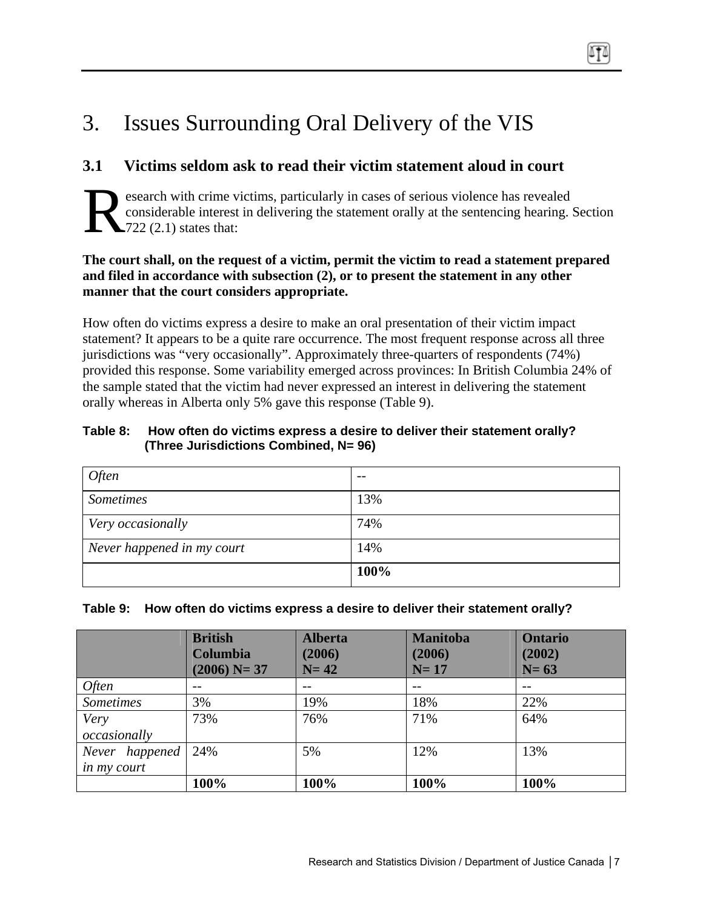## 3. Issues Surrounding Oral Delivery of the VIS

### 3.1 Victims seldom ask to read their victim statement aloud in court

Research with crime victims, particularly in cases of serious violence has revealed considerable interest in delivering the statement orally at the sentencing hearing. Section 722 (2.1) states that:

**The court shall, on the request of a victim, permit the victim to read a statement prepared and filed in accordance with subsection (2), or to present the statement in any other manner that the court considers appropriate.**

How often do victims express a desire to make an oral presentation of their victim impact statement? It appears to be a quite rare occurrence. The most frequent response across all three jurisdictions was "very occasionally". Approximately three-quarters of respondents (74%) provided this response. Some variability emerged across provinces: In British Columbia 24% of the sample stated that the victim had never expressed an interest in delivering the statement orally whereas in Alberta only 5% gave this response (Table 9).

**Table 8: How often do victims express a desire to deliver their statement orally? (Three Jurisdictions Combined, N= 96)**

| | |
|---|---|
| *Often* | -- |
| *Sometimes* | 13% |
| *Very occasionally* | 74% |
| *Never happened in my court* | 14% |
| | **100%** |

**Table 9: How often do victims express a desire to deliver their statement orally?**

| | British Columbia (2006) N= 37 | Alberta (2006) N= 42 | Manitoba (2006) N= 17 | Ontario (2002) N= 63 |
|---|---|---|---|---|
| *Often* | -- | -- | -- | -- |
| *Sometimes* | 3% | 19% | 18% | 22% |
| *Very occasionally* | 73% | 76% | 71% | 64% |
| *Never happened in my court* | 24% | 5% | 12% | 13% |
| | **100%** | **100%** | **100%** | **100%** |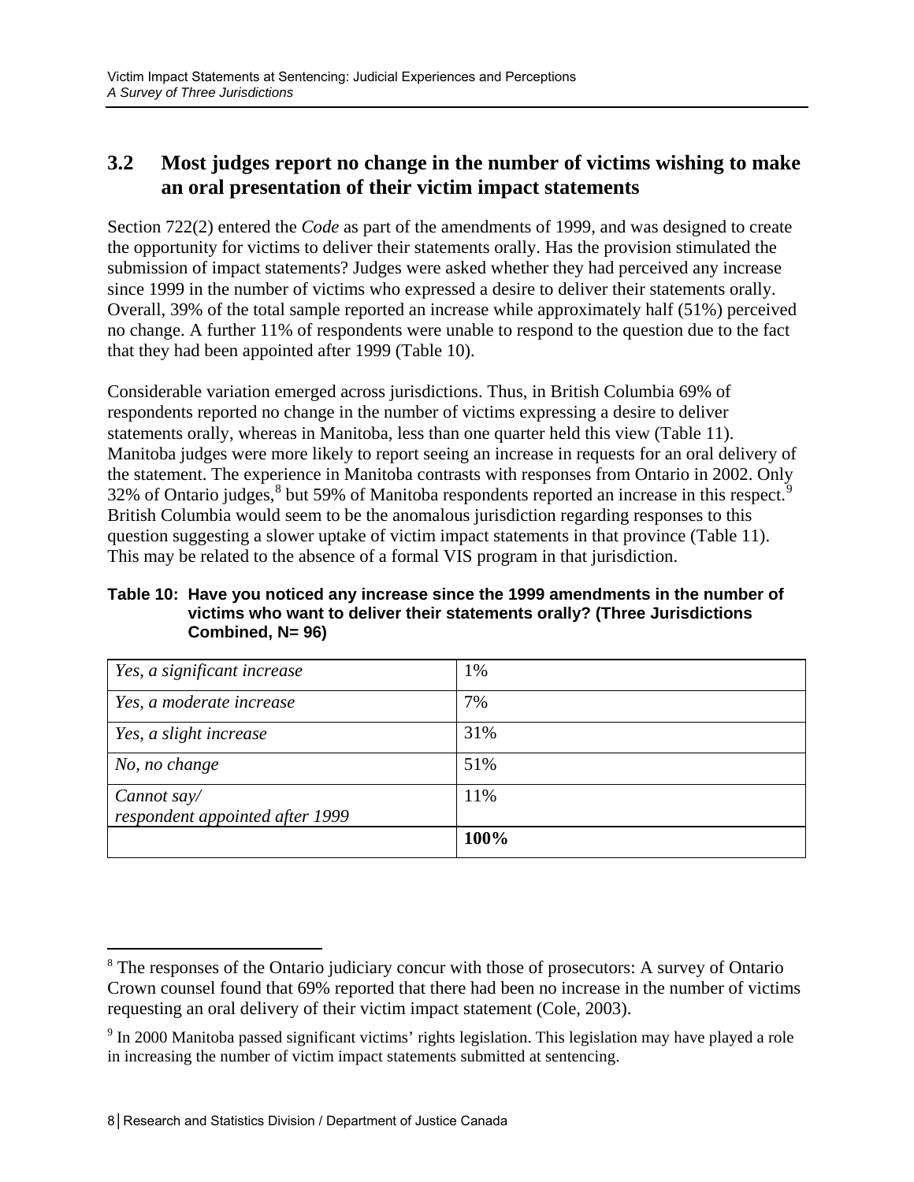## 3.2 Most judges report no change in the number of victims wishing to make an oral presentation of their victim impact statements

Section 722(2) entered the *Code* as part of the amendments of 1999, and was designed to create the opportunity for victims to deliver their statements orally. Has the provision stimulated the submission of impact statements? Judges were asked whether they had perceived any increase since 1999 in the number of victims who expressed a desire to deliver their statements orally. Overall, 39% of the total sample reported an increase while approximately half (51%) perceived no change. A further 11% of respondents were unable to respond to the question due to the fact that they had been appointed after 1999 (Table 10).

Considerable variation emerged across jurisdictions. Thus, in British Columbia 69% of respondents reported no change in the number of victims expressing a desire to deliver statements orally, whereas in Manitoba, less than one quarter held this view (Table 11). Manitoba judges were more likely to report seeing an increase in requests for an oral delivery of the statement. The experience in Manitoba contrasts with responses from Ontario in 2002. Only 32% of Ontario judges,[8] but 59% of Manitoba respondents reported an increase in this respect.[9] British Columbia would seem to be the anomalous jurisdiction regarding responses to this question suggesting a slower uptake of victim impact statements in that province (Table 11). This may be related to the absence of a formal VIS program in that jurisdiction.

**Table 10: Have you noticed any increase since the 1999 amendments in the number of victims who want to deliver their statements orally? (Three Jurisdictions Combined, N= 96)**

| | |
|---|---|
| *Yes, a significant increase* | 1% |
| *Yes, a moderate increase* | 7% |
| *Yes, a slight increase* | 31% |
| *No, no change* | 51% |
| *Cannot say/ respondent appointed after 1999* | 11% |
| | **100%** |

[8] The responses of the Ontario judiciary concur with those of prosecutors: A survey of Ontario Crown counsel found that 69% reported that there had been no increase in the number of victims requesting an oral delivery of their victim impact statement (Cole, 2003).

[9] In 2000 Manitoba passed significant victims' rights legislation. This legislation may have played a role in increasing the number of victim impact statements submitted at sentencing.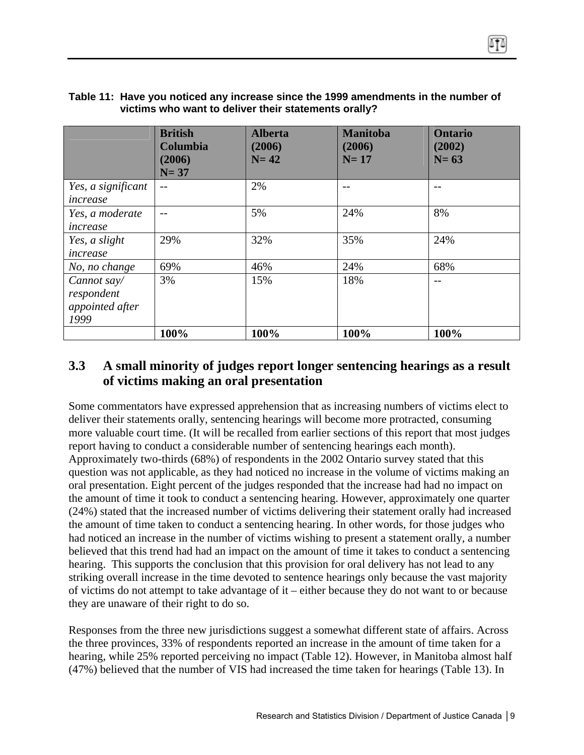**Table 11: Have you noticed any increase since the 1999 amendments in the number of victims who want to deliver their statements orally?**

| | British Columbia (2006) N= 37 | Alberta (2006) N= 42 | Manitoba (2006) N= 17 | Ontario (2002) N= 63 |
|---|---|---|---|---|
| *Yes, a significant increase* | -- | 2% | -- | -- |
| *Yes, a moderate increase* | -- | 5% | 24% | 8% |
| *Yes, a slight increase* | 29% | 32% | 35% | 24% |
| *No, no change* | 69% | 46% | 24% | 68% |
| *Cannot say/ respondent appointed after 1999* | 3% | 15% | 18% | -- |
| | **100%** | **100%** | **100%** | **100%** |

## 3.3 A small minority of judges report longer sentencing hearings as a result of victims making an oral presentation

Some commentators have expressed apprehension that as increasing numbers of victims elect to deliver their statements orally, sentencing hearings will become more protracted, consuming more valuable court time. (It will be recalled from earlier sections of this report that most judges report having to conduct a considerable number of sentencing hearings each month). Approximately two-thirds (68%) of respondents in the 2002 Ontario survey stated that this question was not applicable, as they had noticed no increase in the volume of victims making an oral presentation. Eight percent of the judges responded that the increase had had no impact on the amount of time it took to conduct a sentencing hearing. However, approximately one quarter (24%) stated that the increased number of victims delivering their statement orally had increased the amount of time taken to conduct a sentencing hearing. In other words, for those judges who had noticed an increase in the number of victims wishing to present a statement orally, a number believed that this trend had had an impact on the amount of time it takes to conduct a sentencing hearing. This supports the conclusion that this provision for oral delivery has not lead to any striking overall increase in the time devoted to sentence hearings only because the vast majority of victims do not attempt to take advantage of it – either because they do not want to or because they are unaware of their right to do so.

Responses from the three new jurisdictions suggest a somewhat different state of affairs. Across the three provinces, 33% of respondents reported an increase in the amount of time taken for a hearing, while 25% reported perceiving no impact (Table 12). However, in Manitoba almost half (47%) believed that the number of VIS had increased the time taken for hearings (Table 13). In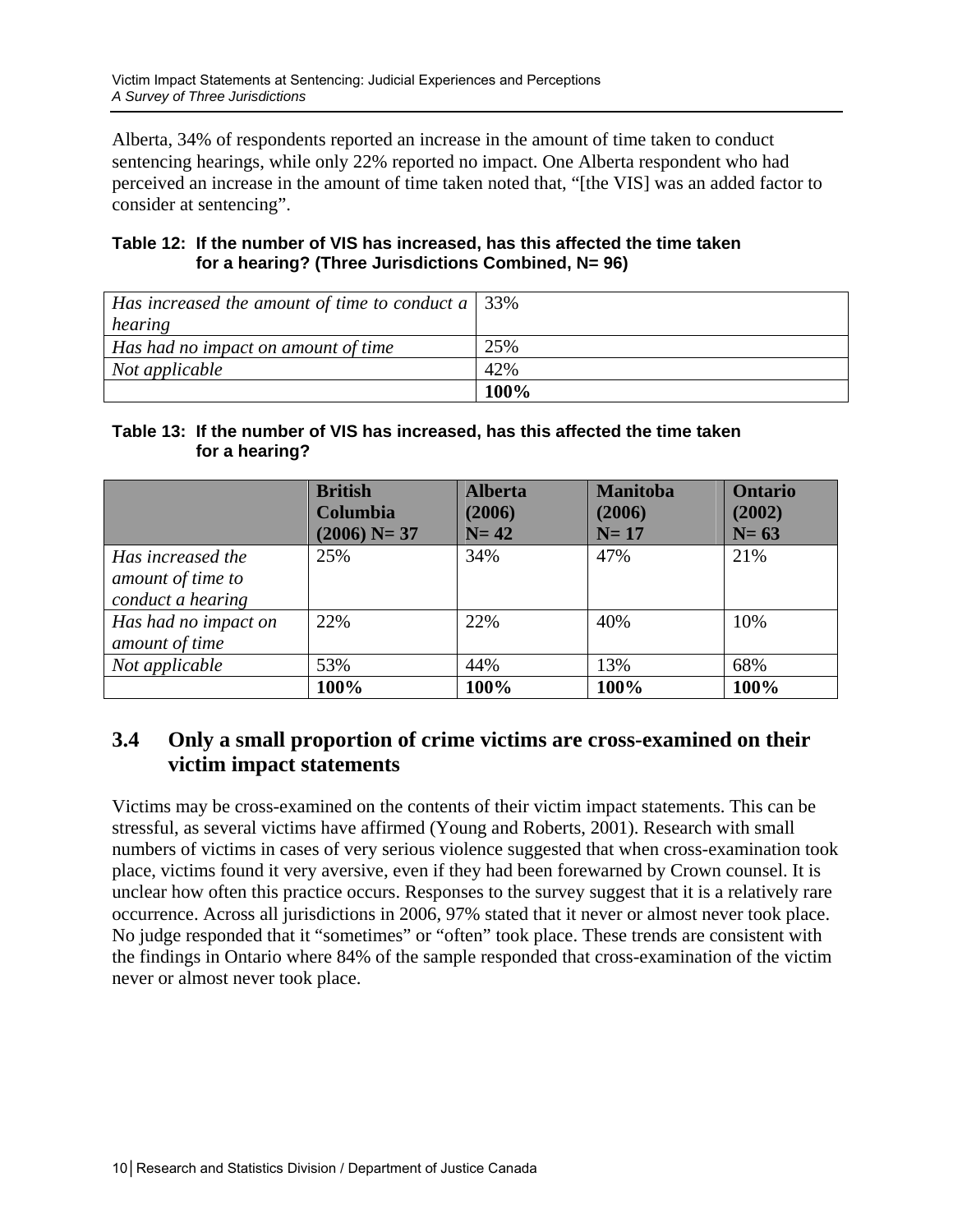Alberta, 34% of respondents reported an increase in the amount of time taken to conduct sentencing hearings, while only 22% reported no impact. One Alberta respondent who had perceived an increase in the amount of time taken noted that, "[the VIS] was an added factor to consider at sentencing".

**Table 12: If the number of VIS has increased, has this affected the time taken for a hearing? (Three Jurisdictions Combined, N= 96)**

| | |
|---|---|
| *Has increased the amount of time to conduct a hearing* | 33% |
| *Has had no impact on amount of time* | 25% |
| *Not applicable* | 42% |
| | **100%** |

**Table 13: If the number of VIS has increased, has this affected the time taken for a hearing?**

| | **British Columbia (2006) N= 37** | **Alberta (2006) N= 42** | **Manitoba (2006) N= 17** | **Ontario (2002) N= 63** |
|---|---|---|---|---|
| *Has increased the amount of time to conduct a hearing* | 25% | 34% | 47% | 21% |
| *Has had no impact on amount of time* | 22% | 22% | 40% | 10% |
| *Not applicable* | 53% | 44% | 13% | 68% |
| | **100%** | **100%** | **100%** | **100%** |

## 3.4 Only a small proportion of crime victims are cross-examined on their victim impact statements

Victims may be cross-examined on the contents of their victim impact statements. This can be stressful, as several victims have affirmed (Young and Roberts, 2001). Research with small numbers of victims in cases of very serious violence suggested that when cross-examination took place, victims found it very aversive, even if they had been forewarned by Crown counsel. It is unclear how often this practice occurs. Responses to the survey suggest that it is a relatively rare occurrence. Across all jurisdictions in 2006, 97% stated that it never or almost never took place. No judge responded that it "sometimes" or "often" took place. These trends are consistent with the findings in Ontario where 84% of the sample responded that cross-examination of the victim never or almost never took place.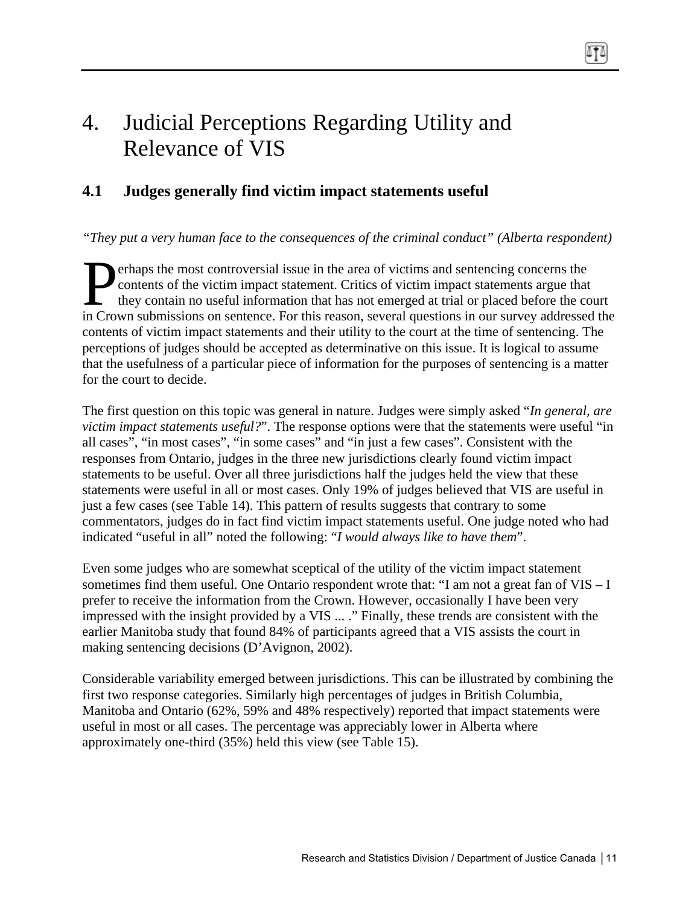# 4. Judicial Perceptions Regarding Utility and Relevance of VIS

## 4.1 Judges generally find victim impact statements useful

*"They put a very human face to the consequences of the criminal conduct" (Alberta respondent)*

Perhaps the most controversial issue in the area of victims and sentencing concerns the contents of the victim impact statement. Critics of victim impact statements argue that they contain no useful information that has not emerged at trial or placed before the court in Crown submissions on sentence. For this reason, several questions in our survey addressed the contents of victim impact statements and their utility to the court at the time of sentencing. The perceptions of judges should be accepted as determinative on this issue. It is logical to assume that the usefulness of a particular piece of information for the purposes of sentencing is a matter for the court to decide.

The first question on this topic was general in nature. Judges were simply asked "*In general, are victim impact statements useful?*". The response options were that the statements were useful "in all cases", "in most cases", "in some cases" and "in just a few cases". Consistent with the responses from Ontario, judges in the three new jurisdictions clearly found victim impact statements to be useful. Over all three jurisdictions half the judges held the view that these statements were useful in all or most cases. Only 19% of judges believed that VIS are useful in just a few cases (see Table 14). This pattern of results suggests that contrary to some commentators, judges do in fact find victim impact statements useful. One judge noted who had indicated "useful in all" noted the following: "*I would always like to have them*".

Even some judges who are somewhat sceptical of the utility of the victim impact statement sometimes find them useful. One Ontario respondent wrote that: "I am not a great fan of VIS – I prefer to receive the information from the Crown. However, occasionally I have been very impressed with the insight provided by a VIS ... ." Finally, these trends are consistent with the earlier Manitoba study that found 84% of participants agreed that a VIS assists the court in making sentencing decisions (D'Avignon, 2002).

Considerable variability emerged between jurisdictions. This can be illustrated by combining the first two response categories. Similarly high percentages of judges in British Columbia, Manitoba and Ontario (62%, 59% and 48% respectively) reported that impact statements were useful in most or all cases. The percentage was appreciably lower in Alberta where approximately one-third (35%) held this view (see Table 15).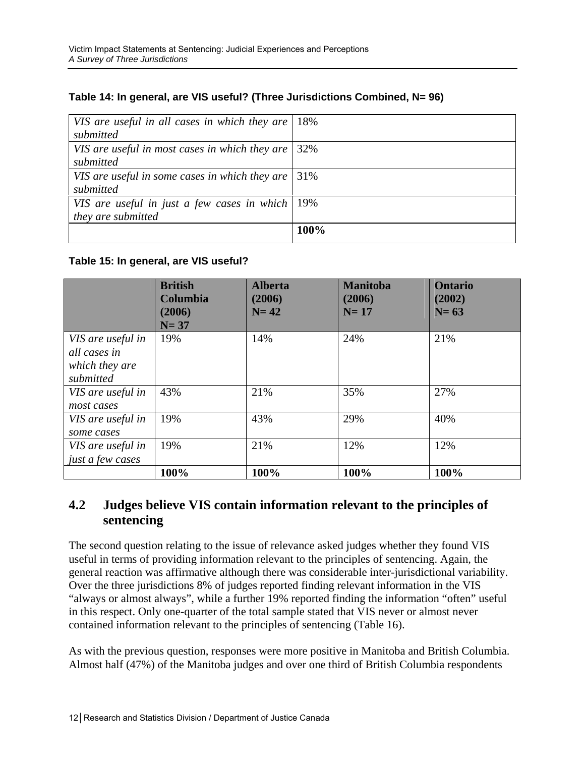**Table 14: In general, are VIS useful? (Three Jurisdictions Combined, N= 96)**

| | |
|---|---|
| *VIS are useful in all cases in which they are submitted* | 18% |
| *VIS are useful in most cases in which they are submitted* | 32% |
| *VIS are useful in some cases in which they are submitted* | 31% |
| *VIS are useful in just a few cases in which they are submitted* | 19% |
| | **100%** |

**Table 15: In general, are VIS useful?**

| | **British Columbia (2006) N= 37** | **Alberta (2006) N= 42** | **Manitoba (2006) N= 17** | **Ontario (2002) N= 63** |
|---|---|---|---|---|
| *VIS are useful in all cases in which they are submitted* | 19% | 14% | 24% | 21% |
| *VIS are useful in most cases* | 43% | 21% | 35% | 27% |
| *VIS are useful in some cases* | 19% | 43% | 29% | 40% |
| *VIS are useful in just a few cases* | 19% | 21% | 12% | 12% |
| | **100%** | **100%** | **100%** | **100%** |

## 4.2 Judges believe VIS contain information relevant to the principles of sentencing

The second question relating to the issue of relevance asked judges whether they found VIS useful in terms of providing information relevant to the principles of sentencing. Again, the general reaction was affirmative although there was considerable inter-jurisdictional variability. Over the three jurisdictions 8% of judges reported finding relevant information in the VIS "always or almost always", while a further 19% reported finding the information "often" useful in this respect. Only one-quarter of the total sample stated that VIS never or almost never contained information relevant to the principles of sentencing (Table 16).

As with the previous question, responses were more positive in Manitoba and British Columbia. Almost half (47%) of the Manitoba judges and over one third of British Columbia respondents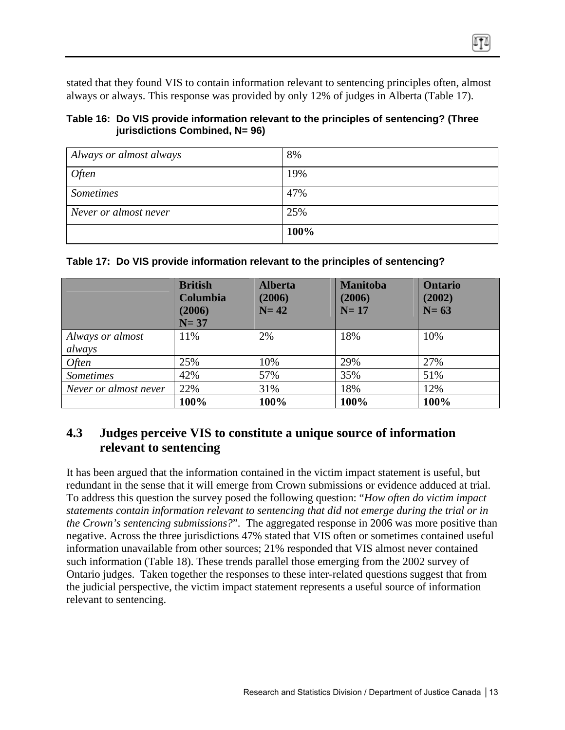stated that they found VIS to contain information relevant to sentencing principles often, almost always or always. This response was provided by only 12% of judges in Alberta (Table 17).

**Table 16: Do VIS provide information relevant to the principles of sentencing? (Three jurisdictions Combined, N= 96)**

| | |
|---|---|
| *Always or almost always* | 8% |
| *Often* | 19% |
| *Sometimes* | 47% |
| *Never or almost never* | 25% |
| | **100%** |

**Table 17: Do VIS provide information relevant to the principles of sentencing?**

| | British Columbia (2006) N= 37 | Alberta (2006) N= 42 | Manitoba (2006) N= 17 | Ontario (2002) N= 63 |
|---|---|---|---|---|
| *Always or almost always* | 11% | 2% | 18% | 10% |
| *Often* | 25% | 10% | 29% | 27% |
| *Sometimes* | 42% | 57% | 35% | 51% |
| *Never or almost never* | 22% | 31% | 18% | 12% |
| | **100%** | **100%** | **100%** | **100%** |

## 4.3 Judges perceive VIS to constitute a unique source of information relevant to sentencing

It has been argued that the information contained in the victim impact statement is useful, but redundant in the sense that it will emerge from Crown submissions or evidence adduced at trial. To address this question the survey posed the following question: "*How often do victim impact statements contain information relevant to sentencing that did not emerge during the trial or in the Crown's sentencing submissions?*". The aggregated response in 2006 was more positive than negative. Across the three jurisdictions 47% stated that VIS often or sometimes contained useful information unavailable from other sources; 21% responded that VIS almost never contained such information (Table 18). These trends parallel those emerging from the 2002 survey of Ontario judges. Taken together the responses to these inter-related questions suggest that from the judicial perspective, the victim impact statement represents a useful source of information relevant to sentencing.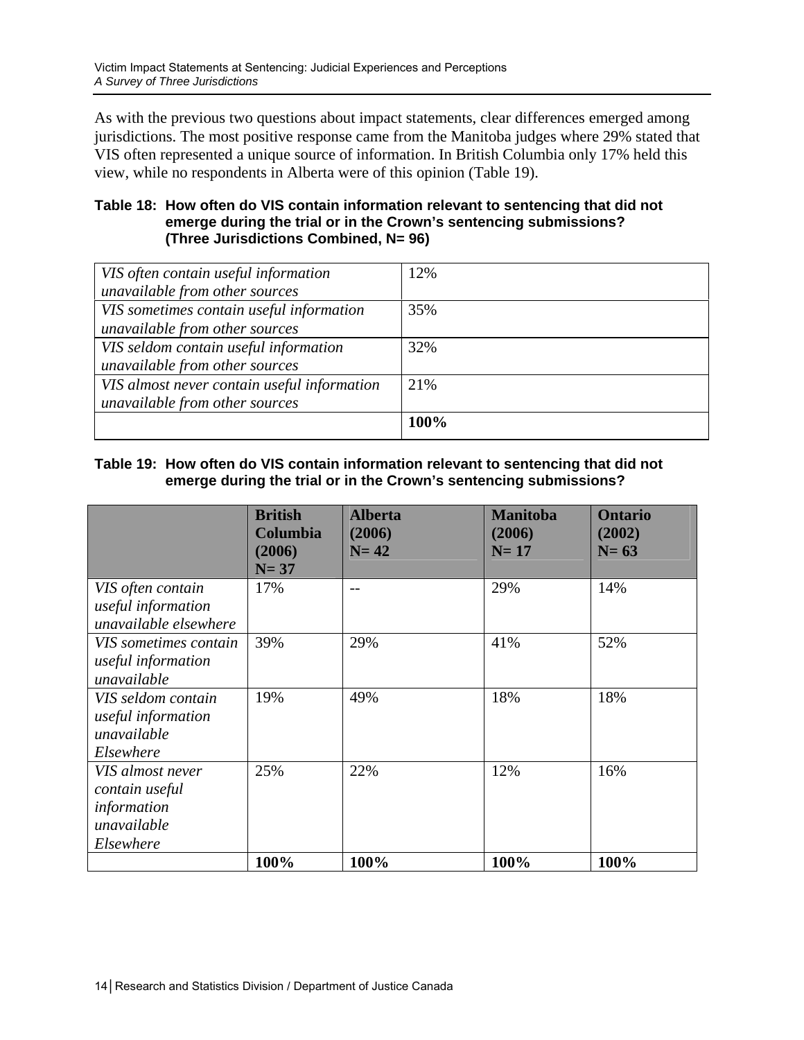As with the previous two questions about impact statements, clear differences emerged among jurisdictions. The most positive response came from the Manitoba judges where 29% stated that VIS often represented a unique source of information. In British Columbia only 17% held this view, while no respondents in Alberta were of this opinion (Table 19).

**Table 18: How often do VIS contain information relevant to sentencing that did not emerge during the trial or in the Crown's sentencing submissions? (Three Jurisdictions Combined, N= 96)**

| | |
|---|---|
| *VIS often contain useful information unavailable from other sources* | 12% |
| *VIS sometimes contain useful information unavailable from other sources* | 35% |
| *VIS seldom contain useful information unavailable from other sources* | 32% |
| *VIS almost never contain useful information unavailable from other sources* | 21% |
| | **100%** |

**Table 19: How often do VIS contain information relevant to sentencing that did not emerge during the trial or in the Crown's sentencing submissions?**

| | **British Columbia (2006) N= 37** | **Alberta (2006) N= 42** | **Manitoba (2006) N= 17** | **Ontario (2002) N= 63** |
|---|---|---|---|---|
| *VIS often contain useful information unavailable elsewhere* | 17% | -- | 29% | 14% |
| *VIS sometimes contain useful information unavailable* | 39% | 29% | 41% | 52% |
| *VIS seldom contain useful information unavailable Elsewhere* | 19% | 49% | 18% | 18% |
| *VIS almost never contain useful information unavailable Elsewhere* | 25% | 22% | 12% | 16% |
| | **100%** | **100%** | **100%** | **100%** |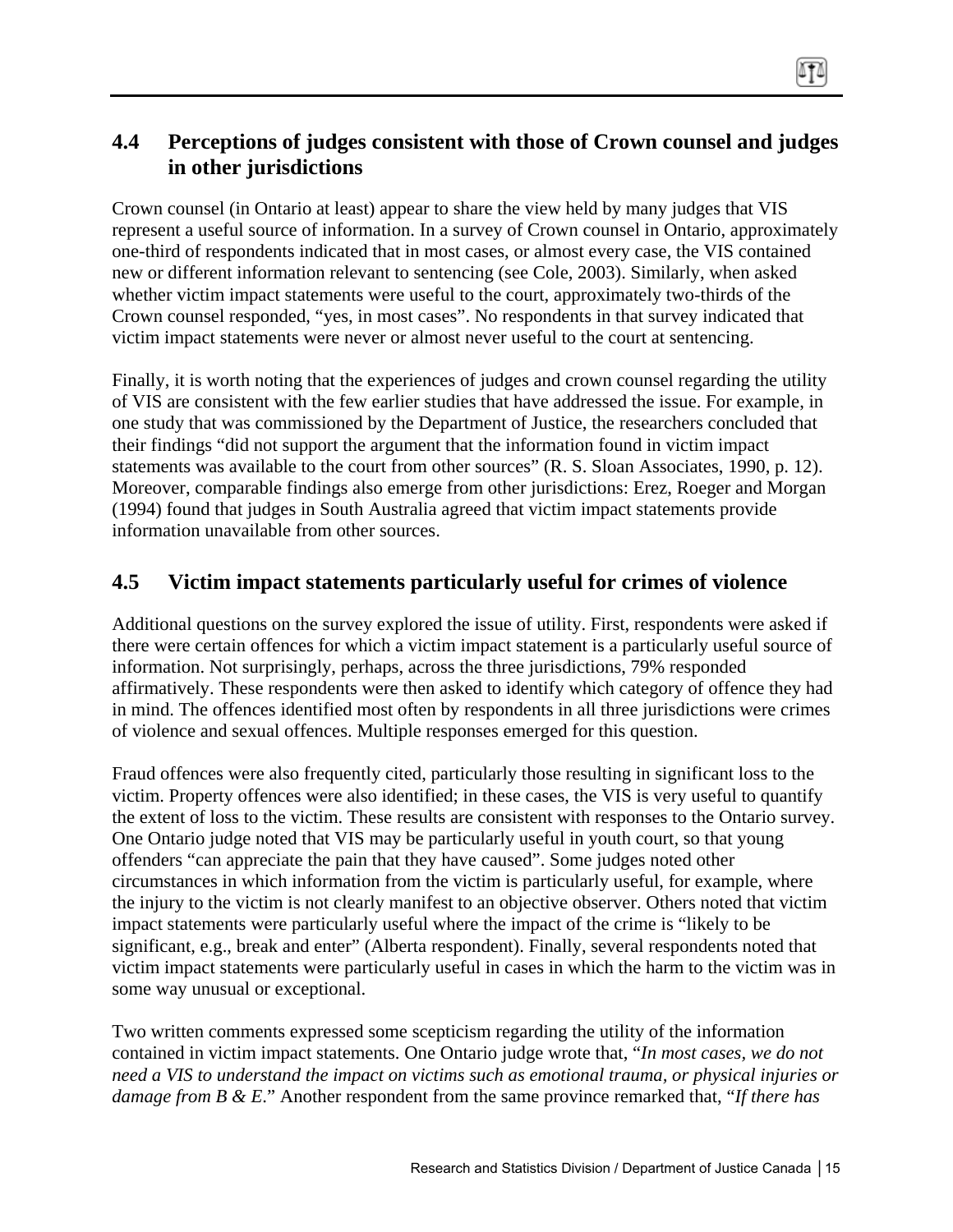## 4.4 Perceptions of judges consistent with those of Crown counsel and judges in other jurisdictions

Crown counsel (in Ontario at least) appear to share the view held by many judges that VIS represent a useful source of information. In a survey of Crown counsel in Ontario, approximately one-third of respondents indicated that in most cases, or almost every case, the VIS contained new or different information relevant to sentencing (see Cole, 2003). Similarly, when asked whether victim impact statements were useful to the court, approximately two-thirds of the Crown counsel responded, "yes, in most cases". No respondents in that survey indicated that victim impact statements were never or almost never useful to the court at sentencing.

Finally, it is worth noting that the experiences of judges and crown counsel regarding the utility of VIS are consistent with the few earlier studies that have addressed the issue. For example, in one study that was commissioned by the Department of Justice, the researchers concluded that their findings "did not support the argument that the information found in victim impact statements was available to the court from other sources" (R. S. Sloan Associates, 1990, p. 12). Moreover, comparable findings also emerge from other jurisdictions: Erez, Roeger and Morgan (1994) found that judges in South Australia agreed that victim impact statements provide information unavailable from other sources.

## 4.5 Victim impact statements particularly useful for crimes of violence

Additional questions on the survey explored the issue of utility. First, respondents were asked if there were certain offences for which a victim impact statement is a particularly useful source of information. Not surprisingly, perhaps, across the three jurisdictions, 79% responded affirmatively. These respondents were then asked to identify which category of offence they had in mind. The offences identified most often by respondents in all three jurisdictions were crimes of violence and sexual offences. Multiple responses emerged for this question.

Fraud offences were also frequently cited, particularly those resulting in significant loss to the victim. Property offences were also identified; in these cases, the VIS is very useful to quantify the extent of loss to the victim. These results are consistent with responses to the Ontario survey. One Ontario judge noted that VIS may be particularly useful in youth court, so that young offenders "can appreciate the pain that they have caused". Some judges noted other circumstances in which information from the victim is particularly useful, for example, where the injury to the victim is not clearly manifest to an objective observer. Others noted that victim impact statements were particularly useful where the impact of the crime is "likely to be significant, e.g., break and enter" (Alberta respondent). Finally, several respondents noted that victim impact statements were particularly useful in cases in which the harm to the victim was in some way unusual or exceptional.

Two written comments expressed some scepticism regarding the utility of the information contained in victim impact statements. One Ontario judge wrote that, "*In most cases, we do not need a VIS to understand the impact on victims such as emotional trauma, or physical injuries or damage from B & E.*" Another respondent from the same province remarked that, "*If there has*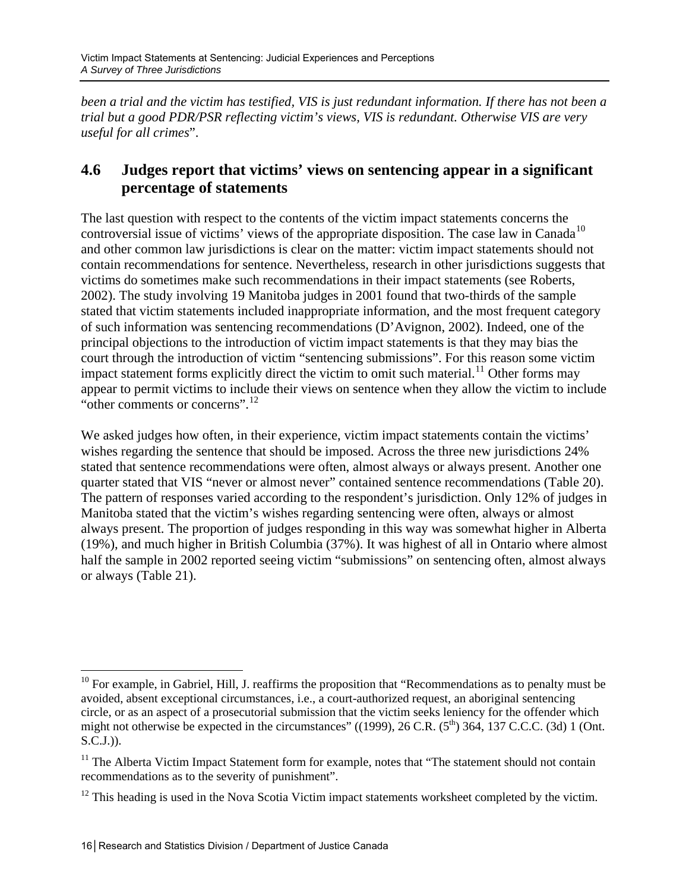*been a trial and the victim has testified, VIS is just redundant information. If there has not been a trial but a good PDR/PSR reflecting victim's views, VIS is redundant. Otherwise VIS are very useful for all crimes*".

## 4.6 Judges report that victims' views on sentencing appear in a significant percentage of statements

The last question with respect to the contents of the victim impact statements concerns the controversial issue of victims' views of the appropriate disposition. The case law in Canada[10] and other common law jurisdictions is clear on the matter: victim impact statements should not contain recommendations for sentence. Nevertheless, research in other jurisdictions suggests that victims do sometimes make such recommendations in their impact statements (see Roberts, 2002). The study involving 19 Manitoba judges in 2001 found that two-thirds of the sample stated that victim statements included inappropriate information, and the most frequent category of such information was sentencing recommendations (D'Avignon, 2002). Indeed, one of the principal objections to the introduction of victim impact statements is that they may bias the court through the introduction of victim "sentencing submissions". For this reason some victim impact statement forms explicitly direct the victim to omit such material.[11] Other forms may appear to permit victims to include their views on sentence when they allow the victim to include "other comments or concerns".[12]

We asked judges how often, in their experience, victim impact statements contain the victims' wishes regarding the sentence that should be imposed. Across the three new jurisdictions 24% stated that sentence recommendations were often, almost always or always present. Another one quarter stated that VIS "never or almost never" contained sentence recommendations (Table 20). The pattern of responses varied according to the respondent's jurisdiction. Only 12% of judges in Manitoba stated that the victim's wishes regarding sentencing were often, always or almost always present. The proportion of judges responding in this way was somewhat higher in Alberta (19%), and much higher in British Columbia (37%). It was highest of all in Ontario where almost half the sample in 2002 reported seeing victim "submissions" on sentencing often, almost always or always (Table 21).

---

[10] For example, in Gabriel, Hill, J. reaffirms the proposition that "Recommendations as to penalty must be avoided, absent exceptional circumstances, i.e., a court-authorized request, an aboriginal sentencing circle, or as an aspect of a prosecutorial submission that the victim seeks leniency for the offender which might not otherwise be expected in the circumstances" ((1999), 26 C.R. (5th) 364, 137 C.C.C. (3d) 1 (Ont. S.C.J.)).

[11] The Alberta Victim Impact Statement form for example, notes that "The statement should not contain recommendations as to the severity of punishment".

[12] This heading is used in the Nova Scotia Victim impact statements worksheet completed by the victim.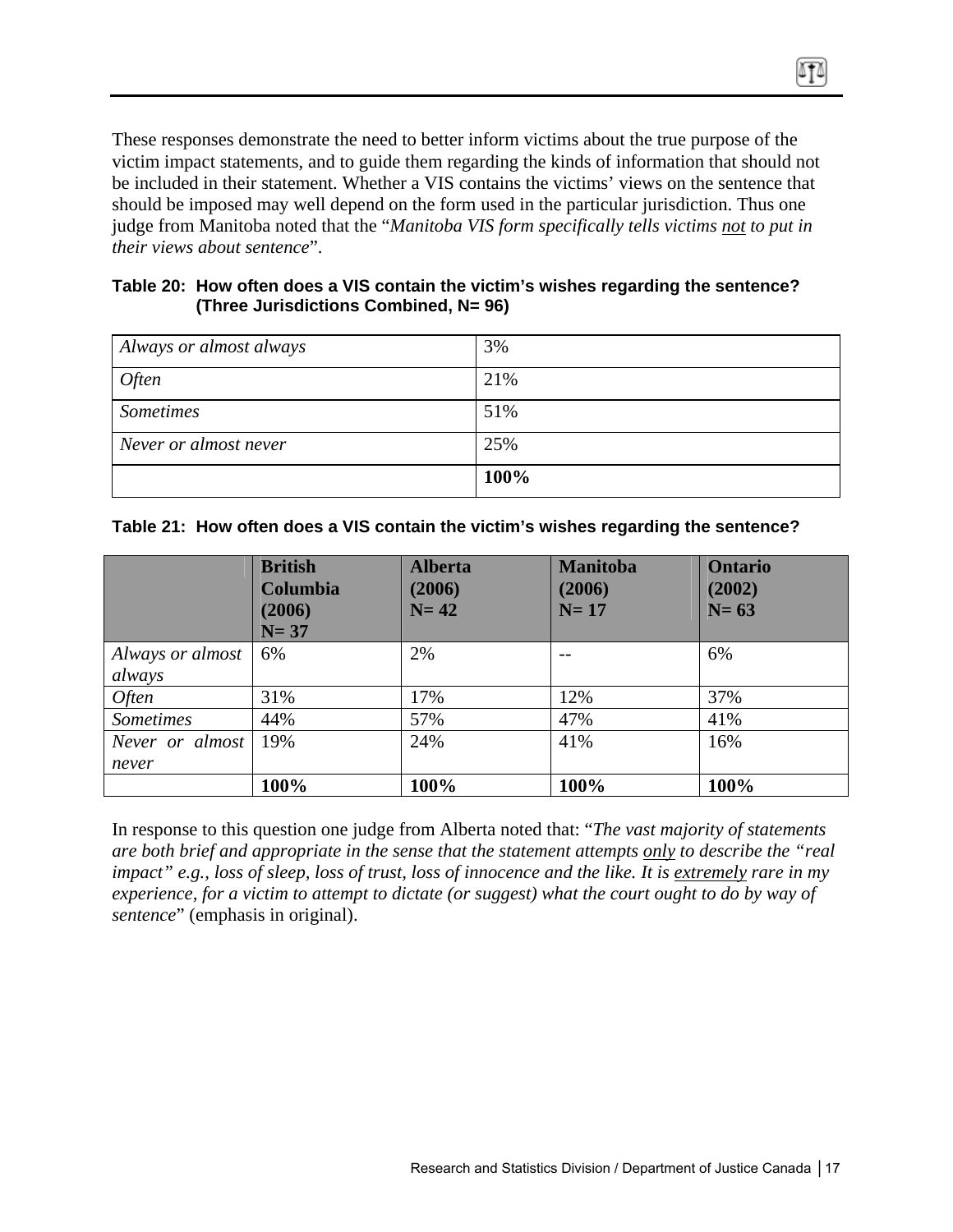These responses demonstrate the need to better inform victims about the true purpose of the victim impact statements, and to guide them regarding the kinds of information that should not be included in their statement. Whether a VIS contains the victims' views on the sentence that should be imposed may well depend on the form used in the particular jurisdiction. Thus one judge from Manitoba noted that the "*Manitoba VIS form specifically tells victims* <u>*not*</u> *to put in their views about sentence*".

**Table 20: How often does a VIS contain the victim's wishes regarding the sentence? (Three Jurisdictions Combined, N= 96)**

| | |
|---|---|
| *Always or almost always* | 3% |
| *Often* | 21% |
| *Sometimes* | 51% |
| *Never or almost never* | 25% |
| | **100%** |

**Table 21: How often does a VIS contain the victim's wishes regarding the sentence?**

| | **British Columbia (2006) N= 37** | **Alberta (2006) N= 42** | **Manitoba (2006) N= 17** | **Ontario (2002) N= 63** |
|---|---|---|---|---|
| *Always or almost always* | 6% | 2% | -- | 6% |
| *Often* | 31% | 17% | 12% | 37% |
| *Sometimes* | 44% | 57% | 47% | 41% |
| *Never or almost never* | 19% | 24% | 41% | 16% |
| | **100%** | **100%** | **100%** | **100%** |

In response to this question one judge from Alberta noted that: "*The vast majority of statements are both brief and appropriate in the sense that the statement attempts* <u>*only*</u> *to describe the "real impact" e.g., loss of sleep, loss of trust, loss of innocence and the like. It is* <u>*extremely*</u> *rare in my experience, for a victim to attempt to dictate (or suggest) what the court ought to do by way of sentence*" (emphasis in original).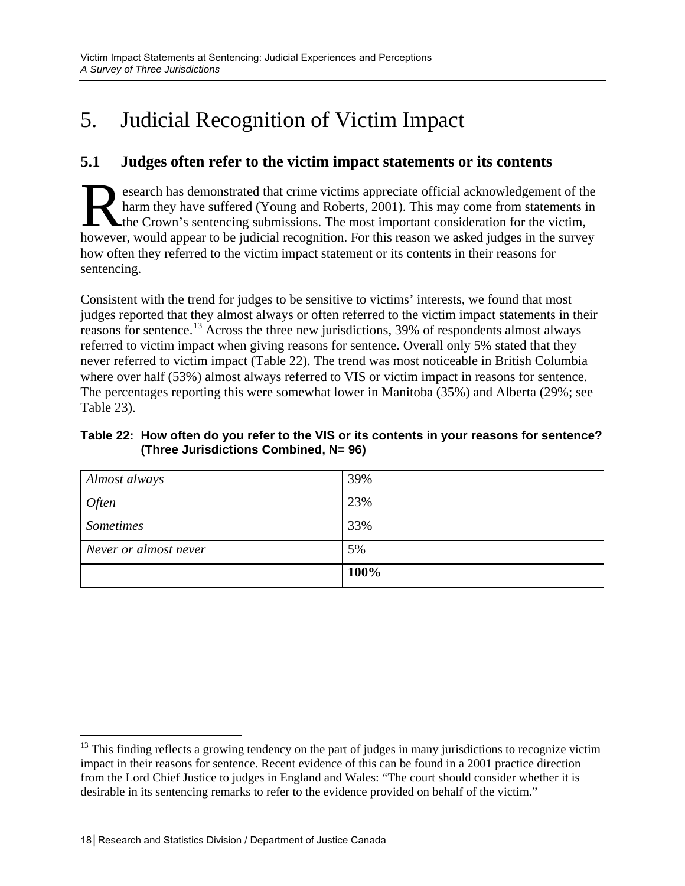# 5. Judicial Recognition of Victim Impact

## 5.1 Judges often refer to the victim impact statements or its contents

Research has demonstrated that crime victims appreciate official acknowledgement of the harm they have suffered (Young and Roberts, 2001). This may come from statements in the Crown's sentencing submissions. The most important consideration for the victim, however, would appear to be judicial recognition. For this reason we asked judges in the survey how often they referred to the victim impact statement or its contents in their reasons for sentencing.

Consistent with the trend for judges to be sensitive to victims' interests, we found that most judges reported that they almost always or often referred to the victim impact statements in their reasons for sentence.[13] Across the three new jurisdictions, 39% of respondents almost always referred to victim impact when giving reasons for sentence. Overall only 5% stated that they never referred to victim impact (Table 22). The trend was most noticeable in British Columbia where over half (53%) almost always referred to VIS or victim impact in reasons for sentence. The percentages reporting this were somewhat lower in Manitoba (35%) and Alberta (29%; see Table 23).

**Table 22: How often do you refer to the VIS or its contents in your reasons for sentence? (Three Jurisdictions Combined, N= 96)**

| | |
|---|---|
| *Almost always* | 39% |
| *Often* | 23% |
| *Sometimes* | 33% |
| *Never or almost never* | 5% |
| | **100%** |

[13] This finding reflects a growing tendency on the part of judges in many jurisdictions to recognize victim impact in their reasons for sentence. Recent evidence of this can be found in a 2001 practice direction from the Lord Chief Justice to judges in England and Wales: "The court should consider whether it is desirable in its sentencing remarks to refer to the evidence provided on behalf of the victim."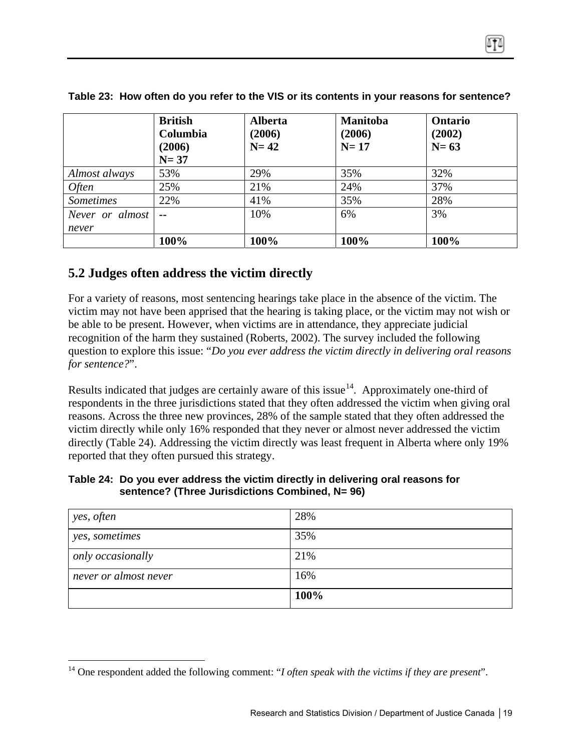**Table 23: How often do you refer to the VIS or its contents in your reasons for sentence?**

| | **British Columbia (2006) N= 37** | **Alberta (2006) N= 42** | **Manitoba (2006) N= 17** | **Ontario (2002) N= 63** |
|---|---|---|---|---|
| *Almost always* | 53% | 29% | 35% | 32% |
| *Often* | 25% | 21% | 24% | 37% |
| *Sometimes* | 22% | 41% | 35% | 28% |
| *Never or almost never* | -- | 10% | 6% | 3% |
| | **100%** | **100%** | **100%** | **100%** |

## 5.2 Judges often address the victim directly

For a variety of reasons, most sentencing hearings take place in the absence of the victim. The victim may not have been apprised that the hearing is taking place, or the victim may not wish or be able to be present. However, when victims are in attendance, they appreciate judicial recognition of the harm they sustained (Roberts, 2002). The survey included the following question to explore this issue: "*Do you ever address the victim directly in delivering oral reasons for sentence?*".

Results indicated that judges are certainly aware of this issue[14]. Approximately one-third of respondents in the three jurisdictions stated that they often addressed the victim when giving oral reasons. Across the three new provinces, 28% of the sample stated that they often addressed the victim directly while only 16% responded that they never or almost never addressed the victim directly (Table 24). Addressing the victim directly was least frequent in Alberta where only 19% reported that they often pursued this strategy.

**Table 24: Do you ever address the victim directly in delivering oral reasons for sentence? (Three Jurisdictions Combined, N= 96)**

| | |
|---|---|
| *yes, often* | 28% |
| *yes, sometimes* | 35% |
| *only occasionally* | 21% |
| *never or almost never* | 16% |
| | **100%** |

[14] One respondent added the following comment: "*I often speak with the victims if they are present*".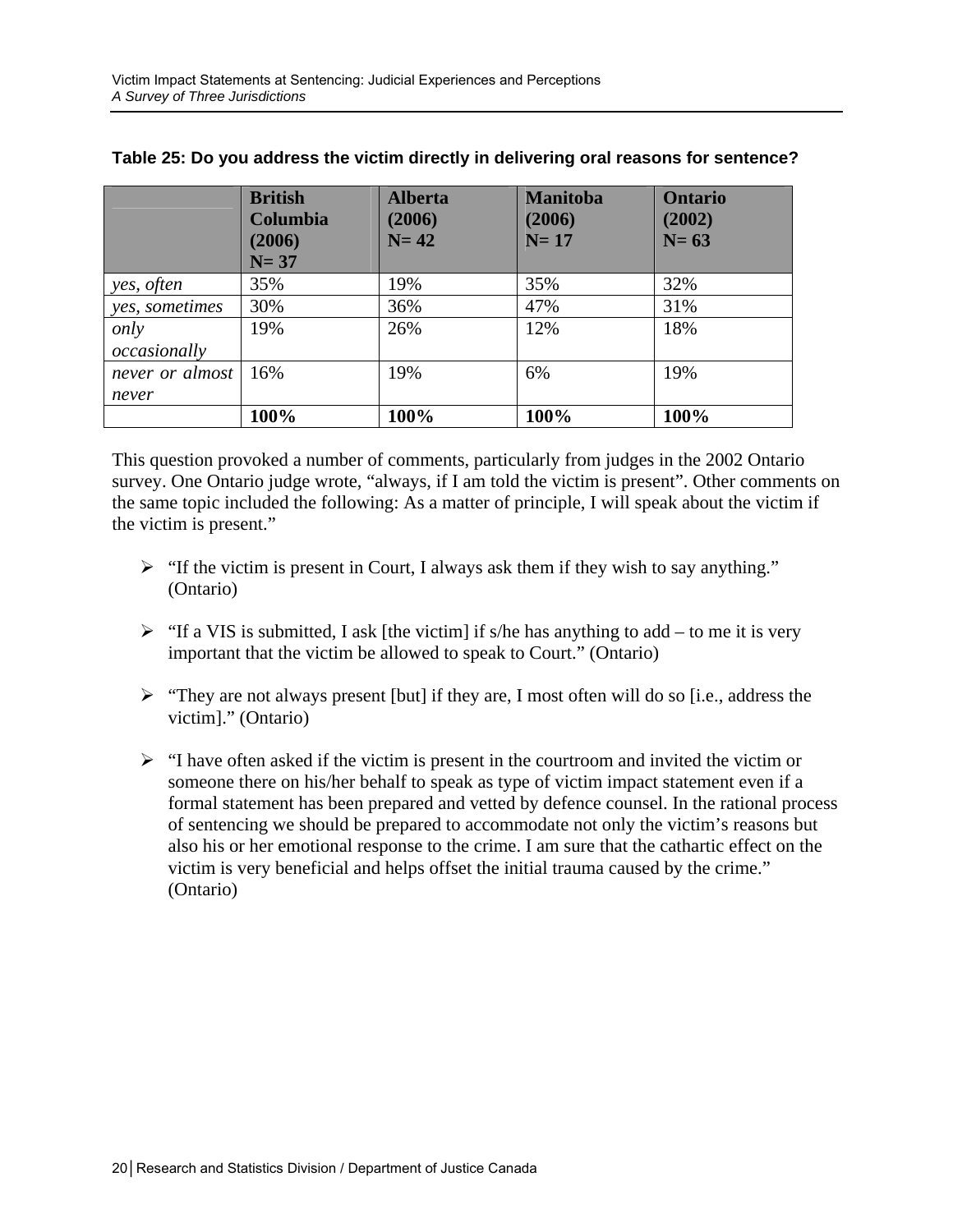**Table 25: Do you address the victim directly in delivering oral reasons for sentence?**

| | **British Columbia (2006) N= 37** | **Alberta (2006) N= 42** | **Manitoba (2006) N= 17** | **Ontario (2002) N= 63** |
|---|---|---|---|---|
| *yes, often* | 35% | 19% | 35% | 32% |
| *yes, sometimes* | 30% | 36% | 47% | 31% |
| *only occasionally* | 19% | 26% | 12% | 18% |
| *never or almost never* | 16% | 19% | 6% | 19% |
| | **100%** | **100%** | **100%** | **100%** |

This question provoked a number of comments, particularly from judges in the 2002 Ontario survey. One Ontario judge wrote, "always, if I am told the victim is present". Other comments on the same topic included the following: As a matter of principle, I will speak about the victim if the victim is present."

- "If the victim is present in Court, I always ask them if they wish to say anything." (Ontario)

- "If a VIS is submitted, I ask [the victim] if s/he has anything to add – to me it is very important that the victim be allowed to speak to Court." (Ontario)

- "They are not always present [but] if they are, I most often will do so [i.e., address the victim]." (Ontario)

- "I have often asked if the victim is present in the courtroom and invited the victim or someone there on his/her behalf to speak as type of victim impact statement even if a formal statement has been prepared and vetted by defence counsel. In the rational process of sentencing we should be prepared to accommodate not only the victim's reasons but also his or her emotional response to the crime. I am sure that the cathartic effect on the victim is very beneficial and helps offset the initial trauma caused by the crime." (Ontario)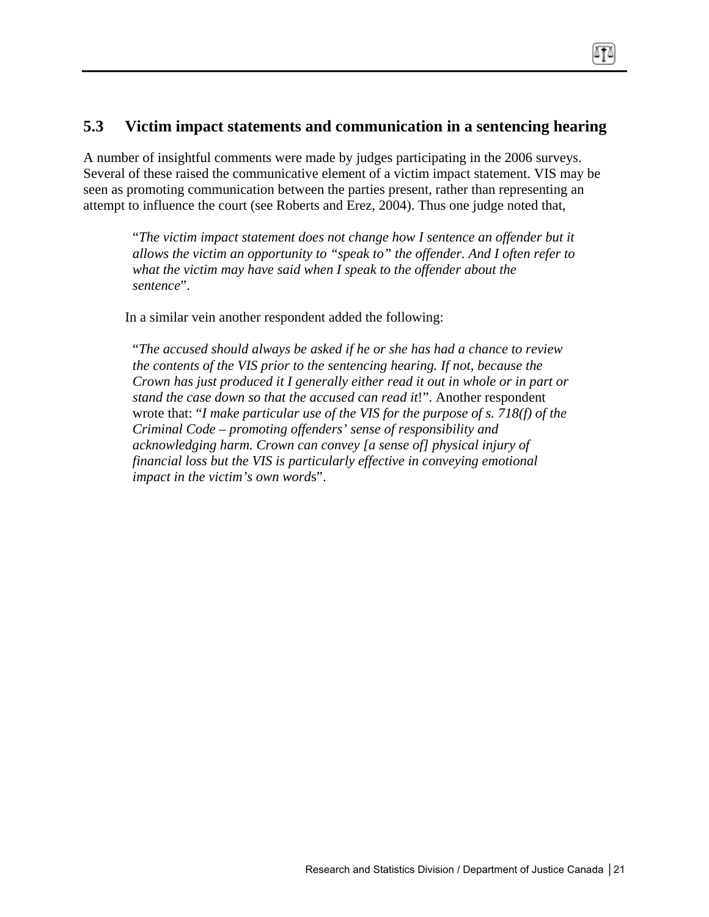## 5.3 Victim impact statements and communication in a sentencing hearing

A number of insightful comments were made by judges participating in the 2006 surveys. Several of these raised the communicative element of a victim impact statement. VIS may be seen as promoting communication between the parties present, rather than representing an attempt to influence the court (see Roberts and Erez, 2004). Thus one judge noted that,

> "*The victim impact statement does not change how I sentence an offender but it allows the victim an opportunity to "speak to" the offender. And I often refer to what the victim may have said when I speak to the offender about the sentence*".

In a similar vein another respondent added the following:

> "*The accused should always be asked if he or she has had a chance to review the contents of the VIS prior to the sentencing hearing. If not, because the Crown has just produced it I generally either read it out in whole or in part or stand the case down so that the accused can read it*!". Another respondent wrote that: "*I make particular use of the VIS for the purpose of s. 718(f) of the Criminal Code – promoting offenders' sense of responsibility and acknowledging harm. Crown can convey [a sense of] physical injury of financial loss but the VIS is particularly effective in conveying emotional impact in the victim's own word*s".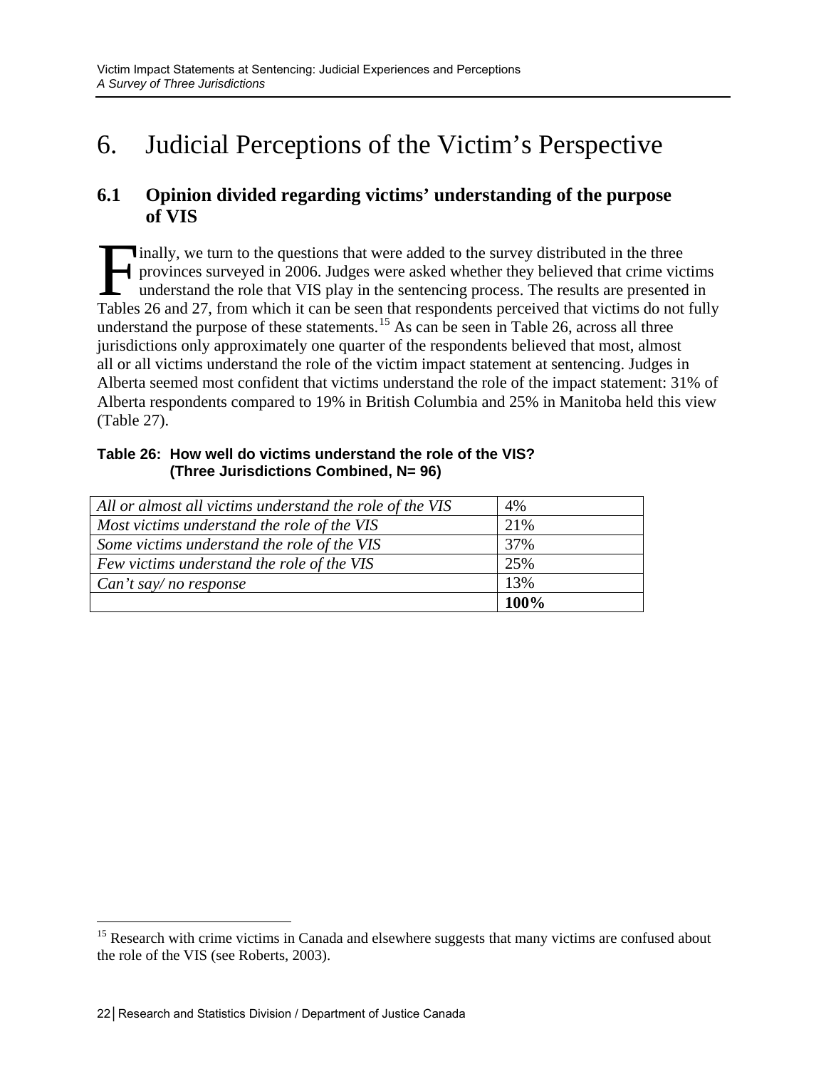# 6. Judicial Perceptions of the Victim's Perspective

## 6.1 Opinion divided regarding victims' understanding of the purpose of VIS

Finally, we turn to the questions that were added to the survey distributed in the three provinces surveyed in 2006. Judges were asked whether they believed that crime victims understand the role that VIS play in the sentencing process. The results are presented in Tables 26 and 27, from which it can be seen that respondents perceived that victims do not fully understand the purpose of these statements.[15] As can be seen in Table 26, across all three jurisdictions only approximately one quarter of the respondents believed that most, almost all or all victims understand the role of the victim impact statement at sentencing. Judges in Alberta seemed most confident that victims understand the role of the impact statement: 31% of Alberta respondents compared to 19% in British Columbia and 25% in Manitoba held this view (Table 27).

**Table 26: How well do victims understand the role of the VIS? (Three Jurisdictions Combined, N= 96)**

| | |
|---|---|
| *All or almost all victims understand the role of the VIS* | 4% |
| *Most victims understand the role of the VIS* | 21% |
| *Some victims understand the role of the VIS* | 37% |
| *Few victims understand the role of the VIS* | 25% |
| *Can't say/ no response* | 13% |
| | **100%** |

[15] Research with crime victims in Canada and elsewhere suggests that many victims are confused about the role of the VIS (see Roberts, 2003).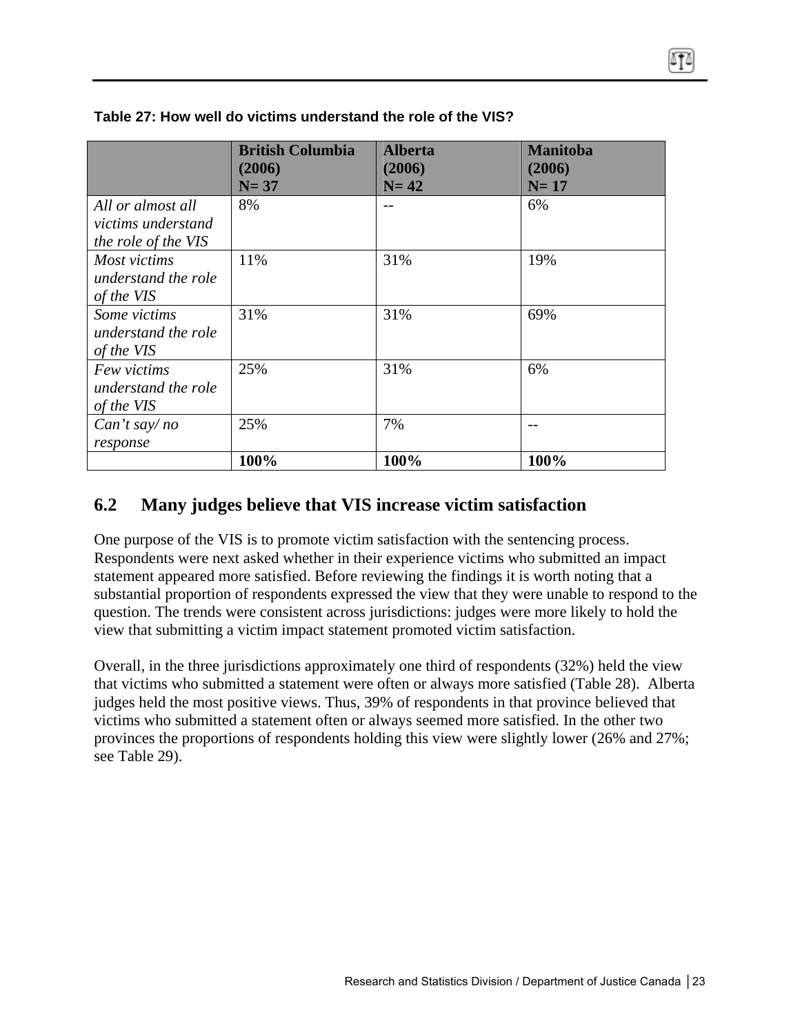**Table 27: How well do victims understand the role of the VIS?**

| | **British Columbia (2006) N= 37** | **Alberta (2006) N= 42** | **Manitoba (2006) N= 17** |
|---|---|---|---|
| *All or almost all victims understand the role of the VIS* | 8% | -- | 6% |
| *Most victims understand the role of the VIS* | 11% | 31% | 19% |
| *Some victims understand the role of the VIS* | 31% | 31% | 69% |
| *Few victims understand the role of the VIS* | 25% | 31% | 6% |
| *Can't say/ no response* | 25% | 7% | -- |
| | **100%** | **100%** | **100%** |

## 6.2 Many judges believe that VIS increase victim satisfaction

One purpose of the VIS is to promote victim satisfaction with the sentencing process. Respondents were next asked whether in their experience victims who submitted an impact statement appeared more satisfied. Before reviewing the findings it is worth noting that a substantial proportion of respondents expressed the view that they were unable to respond to the question. The trends were consistent across jurisdictions: judges were more likely to hold the view that submitting a victim impact statement promoted victim satisfaction.

Overall, in the three jurisdictions approximately one third of respondents (32%) held the view that victims who submitted a statement were often or always more satisfied (Table 28). Alberta judges held the most positive views. Thus, 39% of respondents in that province believed that victims who submitted a statement often or always seemed more satisfied. In the other two provinces the proportions of respondents holding this view were slightly lower (26% and 27%; see Table 29).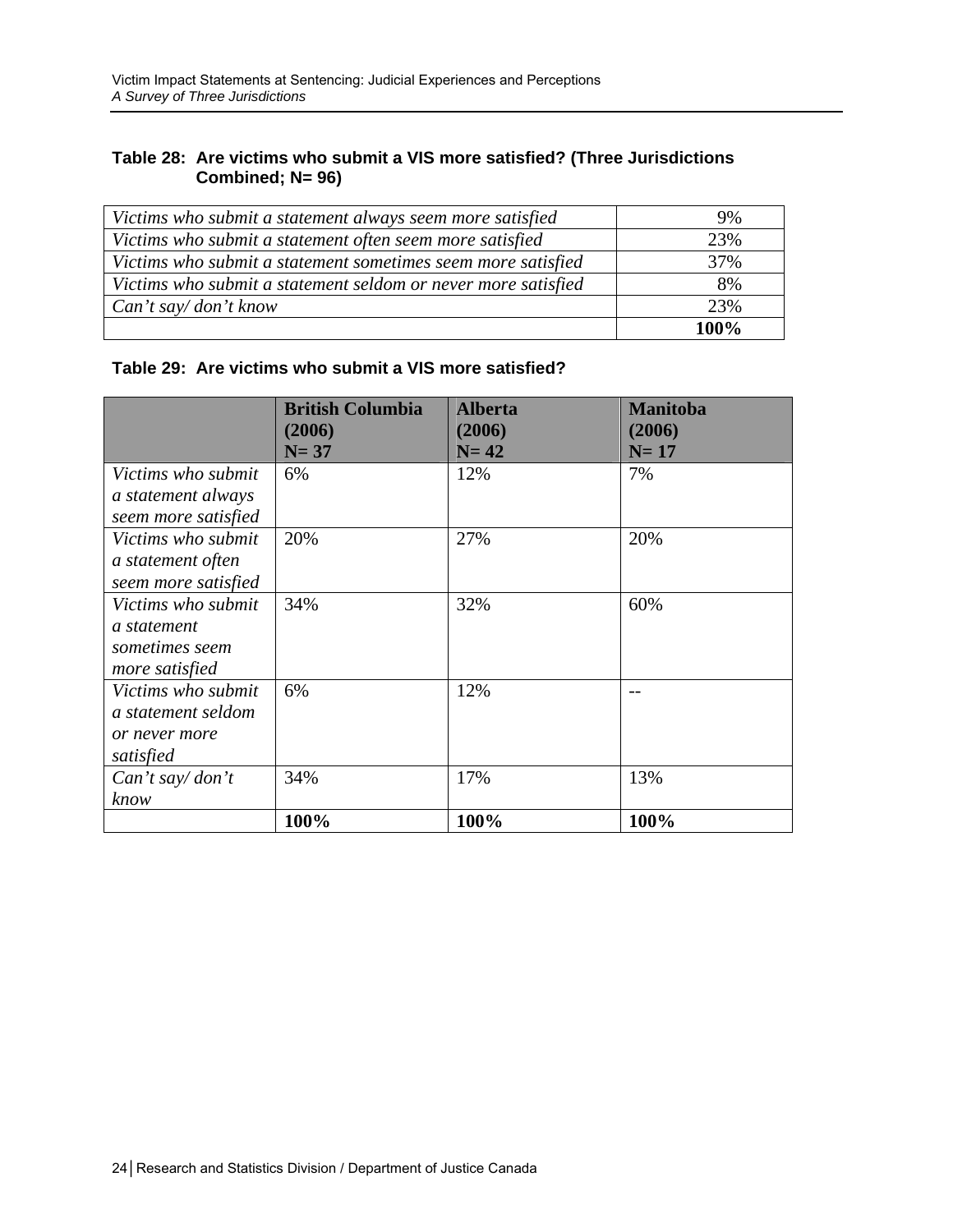**Table 28: Are victims who submit a VIS more satisfied? (Three Jurisdictions Combined; N= 96)**

| | |
|---|---|
| *Victims who submit a statement always seem more satisfied* | 9% |
| *Victims who submit a statement often seem more satisfied* | 23% |
| *Victims who submit a statement sometimes seem more satisfied* | 37% |
| *Victims who submit a statement seldom or never more satisfied* | 8% |
| *Can't say/ don't know* | 23% |
| | **100%** |

**Table 29: Are victims who submit a VIS more satisfied?**

| | **British Columbia (2006) N= 37** | **Alberta (2006) N= 42** | **Manitoba (2006) N= 17** |
|---|---|---|---|
| *Victims who submit a statement always seem more satisfied* | 6% | 12% | 7% |
| *Victims who submit a statement often seem more satisfied* | 20% | 27% | 20% |
| *Victims who submit a statement sometimes seem more satisfied* | 34% | 32% | 60% |
| *Victims who submit a statement seldom or never more satisfied* | 6% | 12% | -- |
| *Can't say/ don't know* | 34% | 17% | 13% |
| | **100%** | **100%** | **100%** |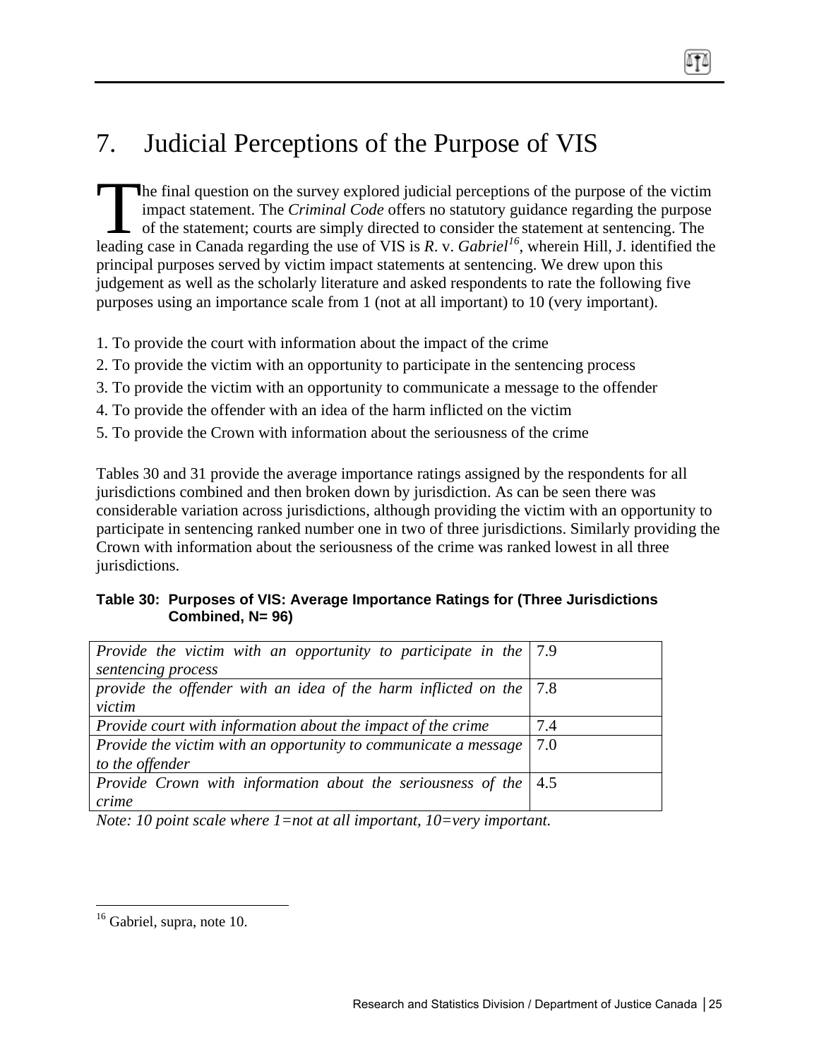# 7. Judicial Perceptions of the Purpose of VIS

The final question on the survey explored judicial perceptions of the purpose of the victim impact statement. The *Criminal Code* offers no statutory guidance regarding the purpose of the statement; courts are simply directed to consider the statement at sentencing. The leading case in Canada regarding the use of VIS is *R*. v. *Gabriel*[16], wherein Hill, J. identified the principal purposes served by victim impact statements at sentencing. We drew upon this judgement as well as the scholarly literature and asked respondents to rate the following five purposes using an importance scale from 1 (not at all important) to 10 (very important).

1. To provide the court with information about the impact of the crime
2. To provide the victim with an opportunity to participate in the sentencing process
3. To provide the victim with an opportunity to communicate a message to the offender
4. To provide the offender with an idea of the harm inflicted on the victim
5. To provide the Crown with information about the seriousness of the crime

Tables 30 and 31 provide the average importance ratings assigned by the respondents for all jurisdictions combined and then broken down by jurisdiction. As can be seen there was considerable variation across jurisdictions, although providing the victim with an opportunity to participate in sentencing ranked number one in two of three jurisdictions. Similarly providing the Crown with information about the seriousness of the crime was ranked lowest in all three jurisdictions.

**Table 30: Purposes of VIS: Average Importance Ratings for (Three Jurisdictions Combined, N= 96)**

| | |
|---|---|
| *Provide the victim with an opportunity to participate in the sentencing process* | 7.9 |
| *provide the offender with an idea of the harm inflicted on the victim* | 7.8 |
| *Provide court with information about the impact of the crime* | 7.4 |
| *Provide the victim with an opportunity to communicate a message to the offender* | 7.0 |
| *Provide Crown with information about the seriousness of the crime* | 4.5 |

*Note: 10 point scale where 1=not at all important, 10=very important.*

[16] Gabriel, supra, note 10.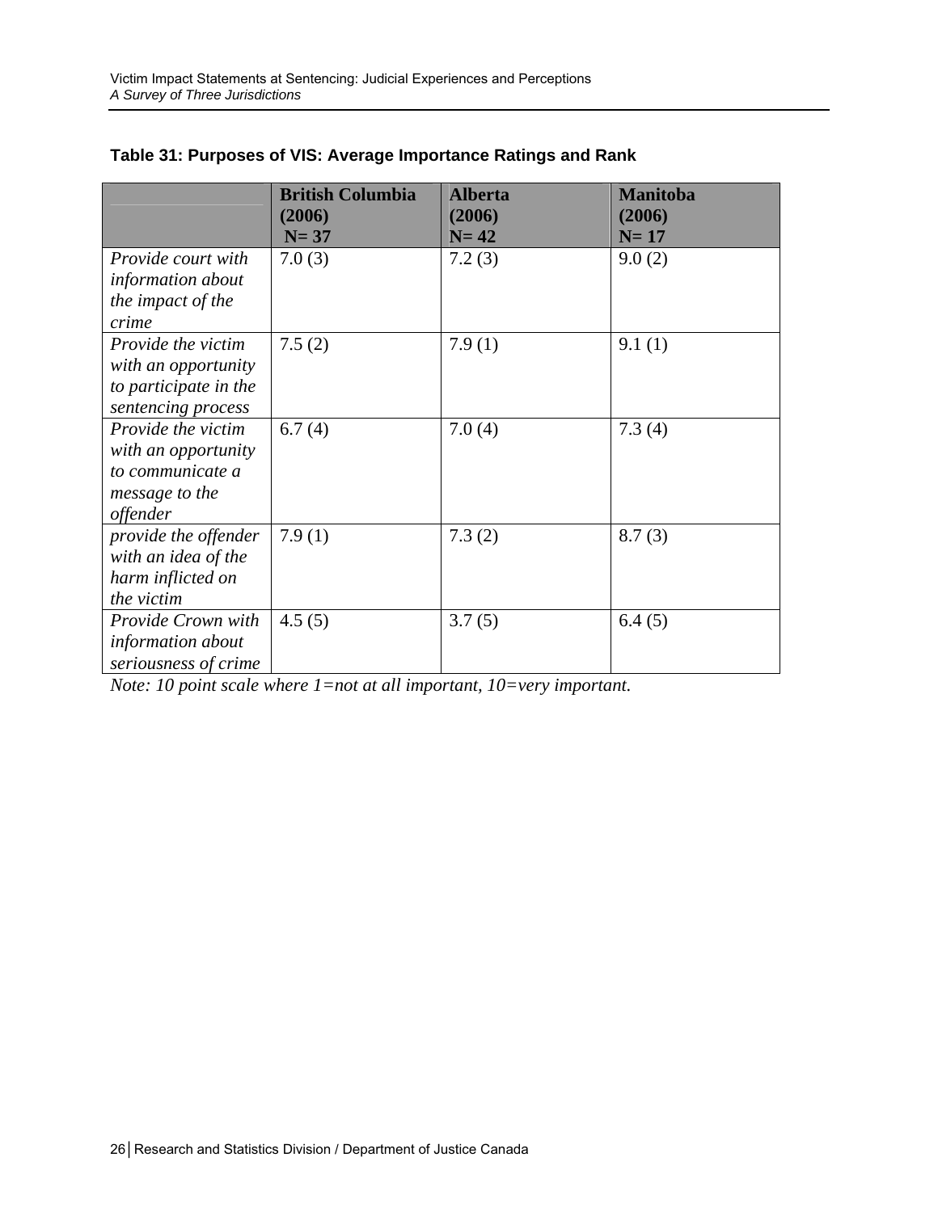**Table 31: Purposes of VIS: Average Importance Ratings and Rank**

| | British Columbia (2006) N= 37 | Alberta (2006) N= 42 | Manitoba (2006) N= 17 |
|---|---|---|---|
| *Provide court with information about the impact of the crime* | 7.0 (3) | 7.2 (3) | 9.0 (2) |
| *Provide the victim with an opportunity to participate in the sentencing process* | 7.5 (2) | 7.9 (1) | 9.1 (1) |
| *Provide the victim with an opportunity to communicate a message to the offender* | 6.7 (4) | 7.0 (4) | 7.3 (4) |
| *provide the offender with an idea of the harm inflicted on the victim* | 7.9 (1) | 7.3 (2) | 8.7 (3) |
| *Provide Crown with information about seriousness of crime* | 4.5 (5) | 3.7 (5) | 6.4 (5) |

*Note: 10 point scale where 1=not at all important, 10=very important.*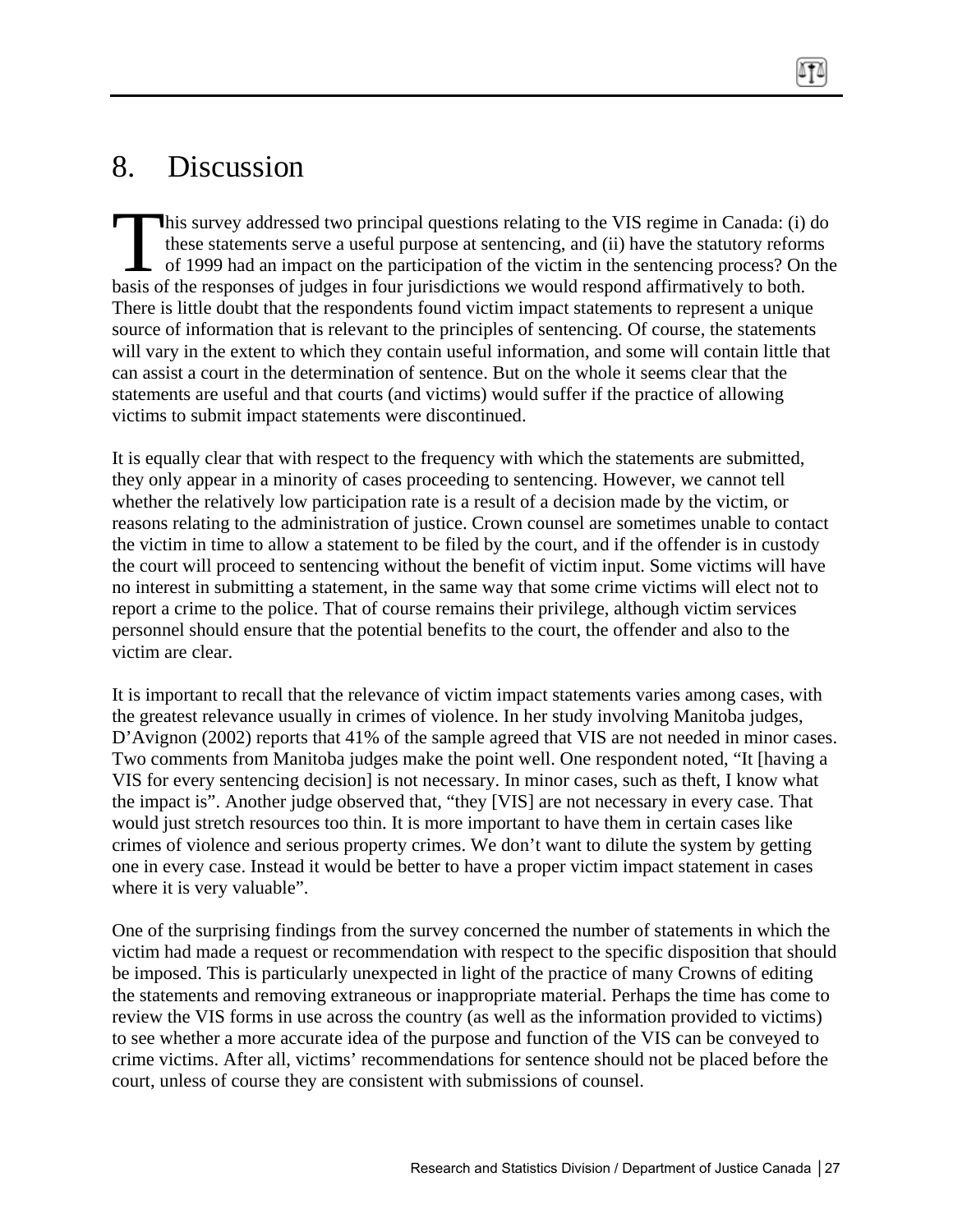# 8. Discussion

This survey addressed two principal questions relating to the VIS regime in Canada: (i) do these statements serve a useful purpose at sentencing, and (ii) have the statutory reforms of 1999 had an impact on the participation of the victim in the sentencing process? On the basis of the responses of judges in four jurisdictions we would respond affirmatively to both. There is little doubt that the respondents found victim impact statements to represent a unique source of information that is relevant to the principles of sentencing. Of course, the statements will vary in the extent to which they contain useful information, and some will contain little that can assist a court in the determination of sentence. But on the whole it seems clear that the statements are useful and that courts (and victims) would suffer if the practice of allowing victims to submit impact statements were discontinued.

It is equally clear that with respect to the frequency with which the statements are submitted, they only appear in a minority of cases proceeding to sentencing. However, we cannot tell whether the relatively low participation rate is a result of a decision made by the victim, or reasons relating to the administration of justice. Crown counsel are sometimes unable to contact the victim in time to allow a statement to be filed by the court, and if the offender is in custody the court will proceed to sentencing without the benefit of victim input. Some victims will have no interest in submitting a statement, in the same way that some crime victims will elect not to report a crime to the police. That of course remains their privilege, although victim services personnel should ensure that the potential benefits to the court, the offender and also to the victim are clear.

It is important to recall that the relevance of victim impact statements varies among cases, with the greatest relevance usually in crimes of violence. In her study involving Manitoba judges, D'Avignon (2002) reports that 41% of the sample agreed that VIS are not needed in minor cases. Two comments from Manitoba judges make the point well. One respondent noted, "It [having a VIS for every sentencing decision] is not necessary. In minor cases, such as theft, I know what the impact is". Another judge observed that, "they [VIS] are not necessary in every case. That would just stretch resources too thin. It is more important to have them in certain cases like crimes of violence and serious property crimes. We don't want to dilute the system by getting one in every case. Instead it would be better to have a proper victim impact statement in cases where it is very valuable".

One of the surprising findings from the survey concerned the number of statements in which the victim had made a request or recommendation with respect to the specific disposition that should be imposed. This is particularly unexpected in light of the practice of many Crowns of editing the statements and removing extraneous or inappropriate material. Perhaps the time has come to review the VIS forms in use across the country (as well as the information provided to victims) to see whether a more accurate idea of the purpose and function of the VIS can be conveyed to crime victims. After all, victims' recommendations for sentence should not be placed before the court, unless of course they are consistent with submissions of counsel.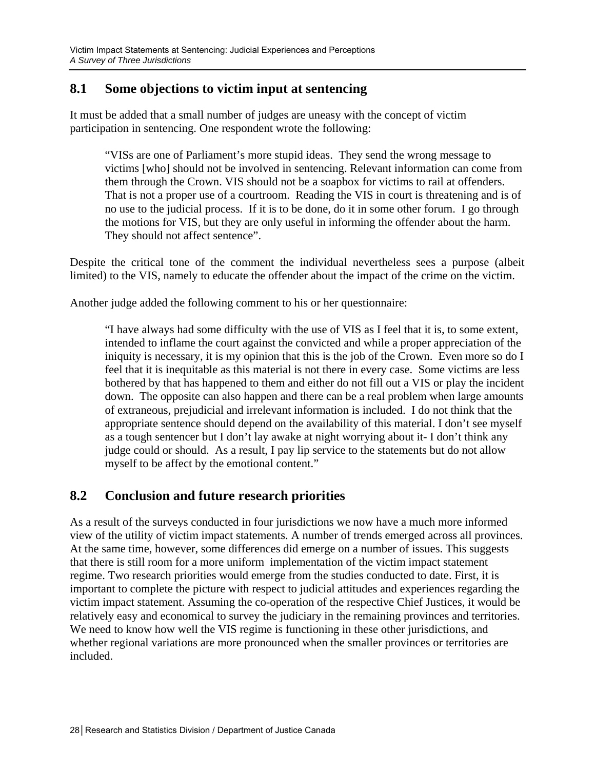## 8.1 Some objections to victim input at sentencing

It must be added that a small number of judges are uneasy with the concept of victim participation in sentencing. One respondent wrote the following:

> "VISs are one of Parliament's more stupid ideas. They send the wrong message to victims [who] should not be involved in sentencing. Relevant information can come from them through the Crown. VIS should not be a soapbox for victims to rail at offenders. That is not a proper use of a courtroom. Reading the VIS in court is threatening and is of no use to the judicial process. If it is to be done, do it in some other forum. I go through the motions for VIS, but they are only useful in informing the offender about the harm. They should not affect sentence".

Despite the critical tone of the comment the individual nevertheless sees a purpose (albeit limited) to the VIS, namely to educate the offender about the impact of the crime on the victim.

Another judge added the following comment to his or her questionnaire:

> "I have always had some difficulty with the use of VIS as I feel that it is, to some extent, intended to inflame the court against the convicted and while a proper appreciation of the iniquity is necessary, it is my opinion that this is the job of the Crown. Even more so do I feel that it is inequitable as this material is not there in every case. Some victims are less bothered by that has happened to them and either do not fill out a VIS or play the incident down. The opposite can also happen and there can be a real problem when large amounts of extraneous, prejudicial and irrelevant information is included. I do not think that the appropriate sentence should depend on the availability of this material. I don't see myself as a tough sentencer but I don't lay awake at night worrying about it- I don't think any judge could or should. As a result, I pay lip service to the statements but do not allow myself to be affect by the emotional content."

## 8.2 Conclusion and future research priorities

As a result of the surveys conducted in four jurisdictions we now have a much more informed view of the utility of victim impact statements. A number of trends emerged across all provinces. At the same time, however, some differences did emerge on a number of issues. This suggests that there is still room for a more uniform implementation of the victim impact statement regime. Two research priorities would emerge from the studies conducted to date. First, it is important to complete the picture with respect to judicial attitudes and experiences regarding the victim impact statement. Assuming the co-operation of the respective Chief Justices, it would be relatively easy and economical to survey the judiciary in the remaining provinces and territories. We need to know how well the VIS regime is functioning in these other jurisdictions, and whether regional variations are more pronounced when the smaller provinces or territories are included.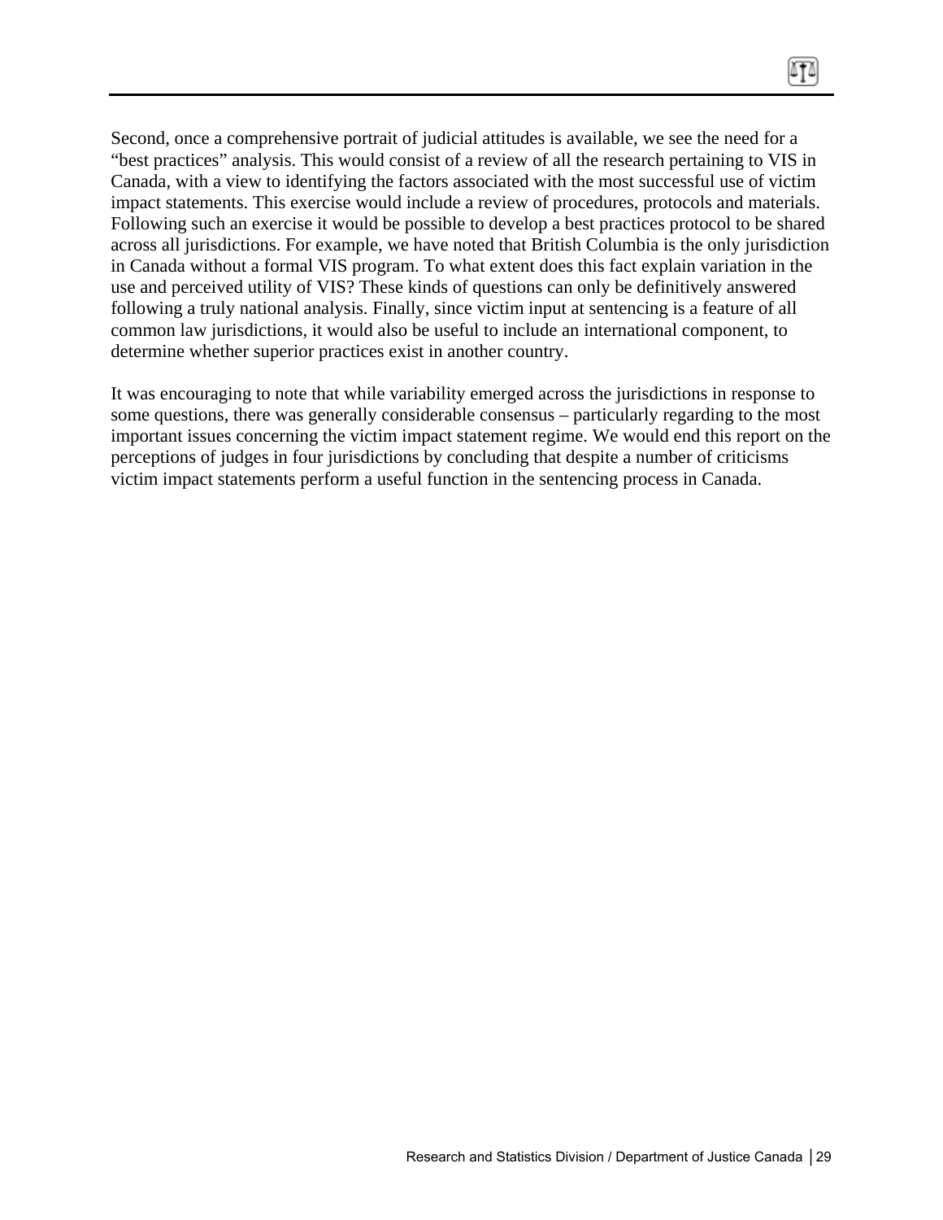Second, once a comprehensive portrait of judicial attitudes is available, we see the need for a "best practices" analysis. This would consist of a review of all the research pertaining to VIS in Canada, with a view to identifying the factors associated with the most successful use of victim impact statements. This exercise would include a review of procedures, protocols and materials. Following such an exercise it would be possible to develop a best practices protocol to be shared across all jurisdictions. For example, we have noted that British Columbia is the only jurisdiction in Canada without a formal VIS program. To what extent does this fact explain variation in the use and perceived utility of VIS? These kinds of questions can only be definitively answered following a truly national analysis. Finally, since victim input at sentencing is a feature of all common law jurisdictions, it would also be useful to include an international component, to determine whether superior practices exist in another country.

It was encouraging to note that while variability emerged across the jurisdictions in response to some questions, there was generally considerable consensus – particularly regarding to the most important issues concerning the victim impact statement regime. We would end this report on the perceptions of judges in four jurisdictions by concluding that despite a number of criticisms victim impact statements perform a useful function in the sentencing process in Canada.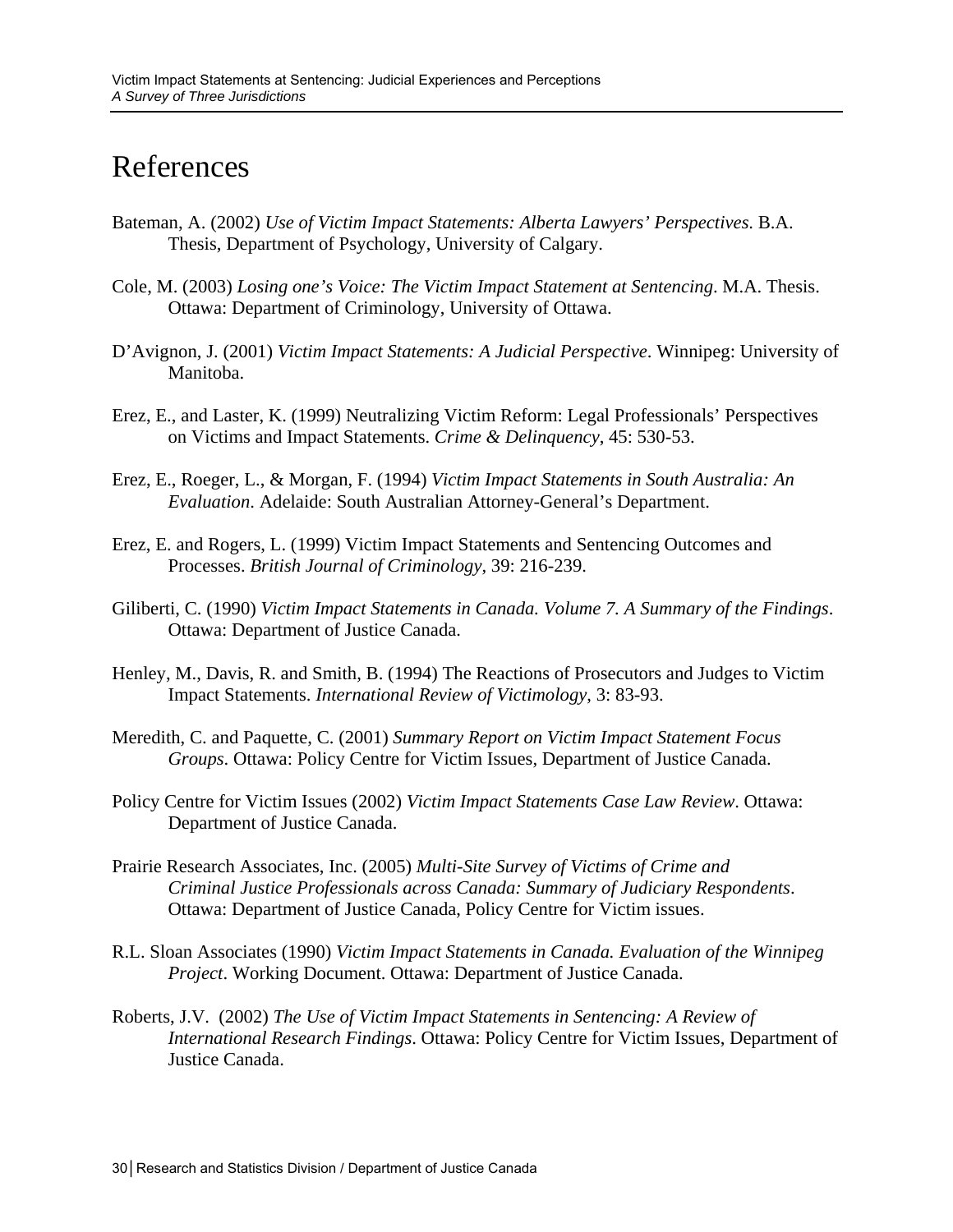# References

Bateman, A. (2002) *Use of Victim Impact Statements: Alberta Lawyers' Perspectives*. B.A. Thesis, Department of Psychology, University of Calgary.

Cole, M. (2003) *Losing one's Voice: The Victim Impact Statement at Sentencing*. M.A. Thesis. Ottawa: Department of Criminology, University of Ottawa.

D'Avignon, J. (2001) *Victim Impact Statements: A Judicial Perspective*. Winnipeg: University of Manitoba.

Erez, E., and Laster, K. (1999) Neutralizing Victim Reform: Legal Professionals' Perspectives on Victims and Impact Statements. *Crime & Delinquency*, 45: 530-53.

Erez, E., Roeger, L., & Morgan, F. (1994) *Victim Impact Statements in South Australia: An Evaluation*. Adelaide: South Australian Attorney-General's Department.

Erez, E. and Rogers, L. (1999) Victim Impact Statements and Sentencing Outcomes and Processes. *British Journal of Criminology*, 39: 216-239.

Giliberti, C. (1990) *Victim Impact Statements in Canada. Volume 7. A Summary of the Findings*. Ottawa: Department of Justice Canada.

Henley, M., Davis, R. and Smith, B. (1994) The Reactions of Prosecutors and Judges to Victim Impact Statements. *International Review of Victimology*, 3: 83-93.

Meredith, C. and Paquette, C. (2001) *Summary Report on Victim Impact Statement Focus Groups*. Ottawa: Policy Centre for Victim Issues, Department of Justice Canada.

Policy Centre for Victim Issues (2002) *Victim Impact Statements Case Law Review*. Ottawa: Department of Justice Canada.

Prairie Research Associates, Inc. (2005) *Multi-Site Survey of Victims of Crime and Criminal Justice Professionals across Canada: Summary of Judiciary Respondents*. Ottawa: Department of Justice Canada, Policy Centre for Victim issues.

R.L. Sloan Associates (1990) *Victim Impact Statements in Canada. Evaluation of the Winnipeg Project*. Working Document. Ottawa: Department of Justice Canada.

Roberts, J.V. (2002) *The Use of Victim Impact Statements in Sentencing: A Review of International Research Findings*. Ottawa: Policy Centre for Victim Issues, Department of Justice Canada.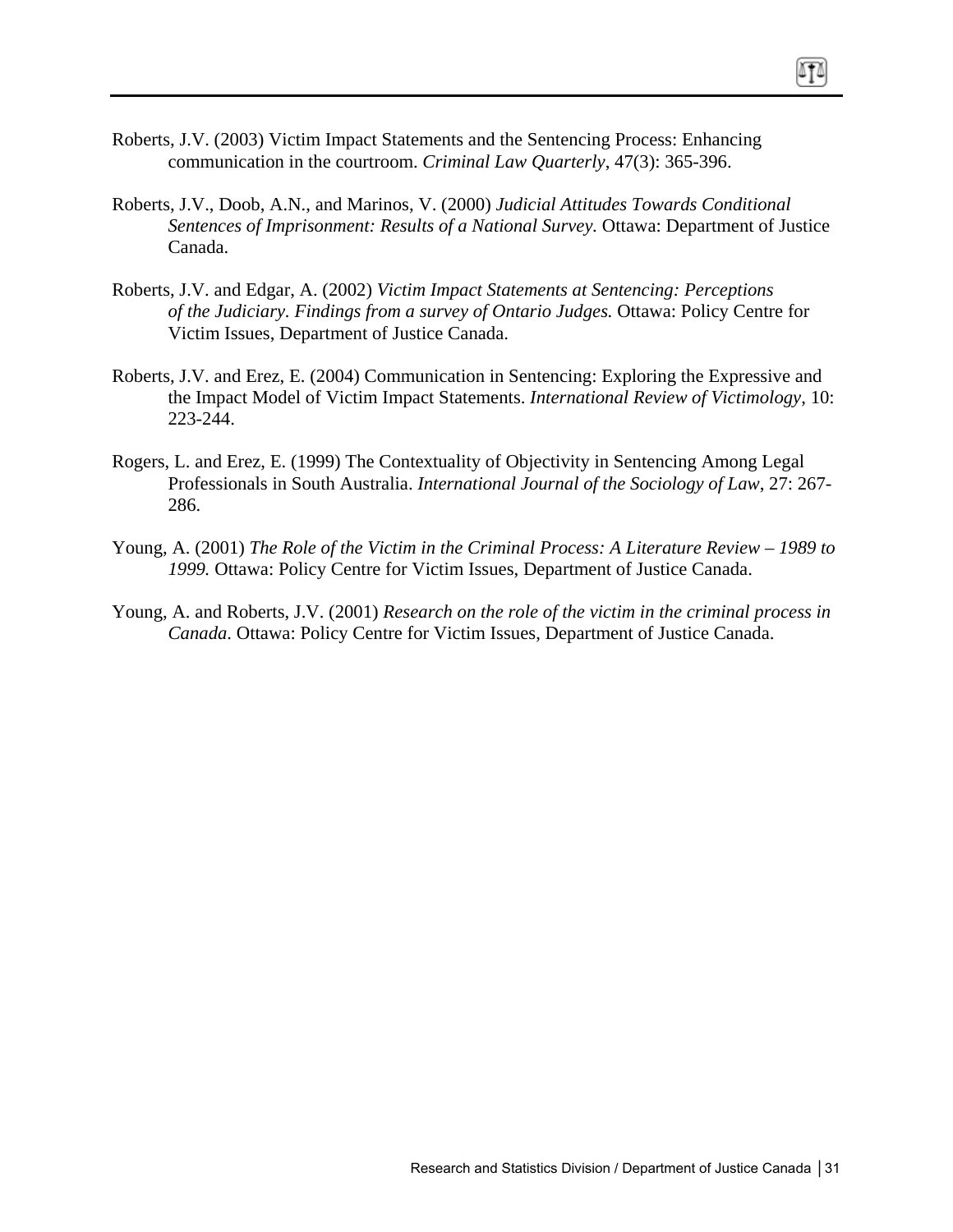Roberts, J.V. (2003) Victim Impact Statements and the Sentencing Process: Enhancing communication in the courtroom. *Criminal Law Quarterly*, 47(3): 365-396.

Roberts, J.V., Doob, A.N., and Marinos, V. (2000) *Judicial Attitudes Towards Conditional Sentences of Imprisonment: Results of a National Survey.* Ottawa: Department of Justice Canada.

Roberts, J.V. and Edgar, A. (2002) *Victim Impact Statements at Sentencing: Perceptions of the Judiciary. Findings from a survey of Ontario Judges.* Ottawa: Policy Centre for Victim Issues, Department of Justice Canada.

Roberts, J.V. and Erez, E. (2004) Communication in Sentencing: Exploring the Expressive and the Impact Model of Victim Impact Statements. *International Review of Victimology*, 10: 223-244.

Rogers, L. and Erez, E. (1999) The Contextuality of Objectivity in Sentencing Among Legal Professionals in South Australia. *International Journal of the Sociology of Law*, 27: 267-286.

Young, A. (2001) *The Role of the Victim in the Criminal Process: A Literature Review – 1989 to 1999.* Ottawa: Policy Centre for Victim Issues, Department of Justice Canada.

Young, A. and Roberts, J.V. (2001) *Research on the role of the victim in the criminal process in Canada*. Ottawa: Policy Centre for Victim Issues, Department of Justice Canada.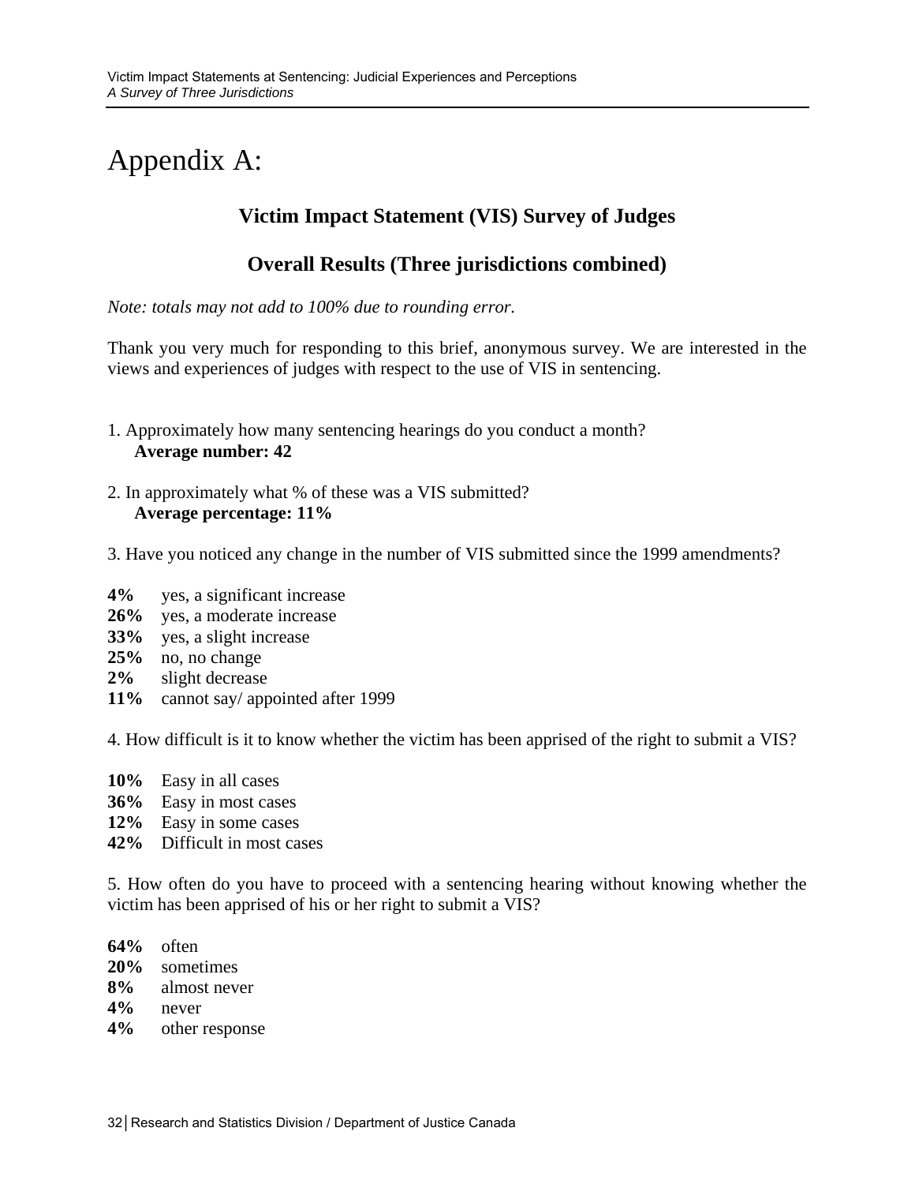# Appendix A:

## Victim Impact Statement (VIS) Survey of Judges

## Overall Results (Three jurisdictions combined)

*Note: totals may not add to 100% due to rounding error.*

Thank you very much for responding to this brief, anonymous survey. We are interested in the views and experiences of judges with respect to the use of VIS in sentencing.

1. Approximately how many sentencing hearings do you conduct a month?
   **Average number: 42**

2. In approximately what % of these was a VIS submitted?
   **Average percentage: 11%**

3. Have you noticed any change in the number of VIS submitted since the 1999 amendments?

**4%** yes, a significant increase
**26%** yes, a moderate increase
**33%** yes, a slight increase
**25%** no, no change
**2%** slight decrease
**11%** cannot say/ appointed after 1999

4. How difficult is it to know whether the victim has been apprised of the right to submit a VIS?

**10%** Easy in all cases
**36%** Easy in most cases
**12%** Easy in some cases
**42%** Difficult in most cases

5. How often do you have to proceed with a sentencing hearing without knowing whether the victim has been apprised of his or her right to submit a VIS?

**64%** often
**20%** sometimes
**8%** almost never
**4%** never
**4%** other response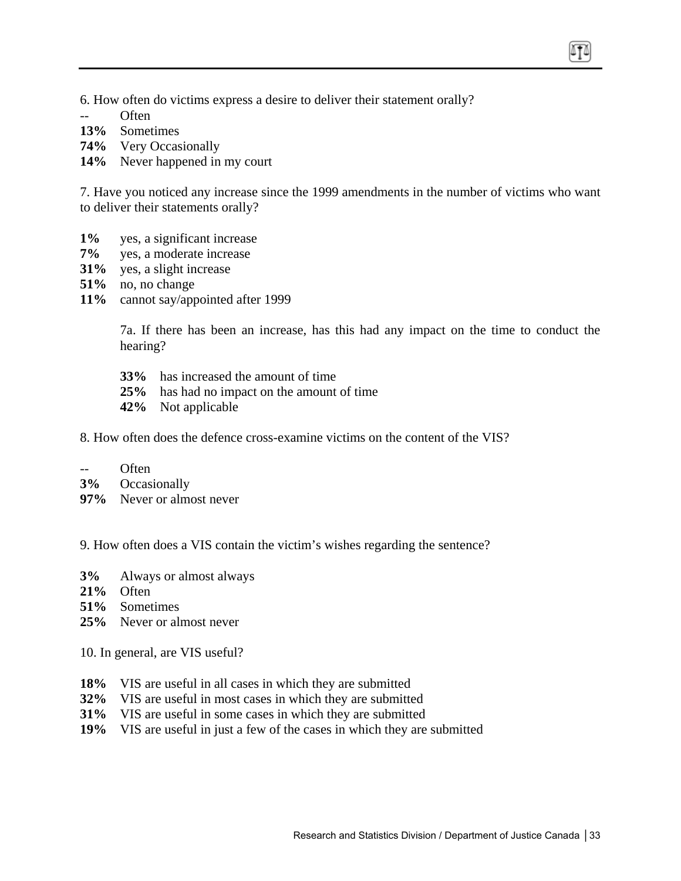6. How often do victims express a desire to deliver their statement orally?

-- Often  
**13%** Sometimes  
**74%** Very Occasionally  
**14%** Never happened in my court

7. Have you noticed any increase since the 1999 amendments in the number of victims who want to deliver their statements orally?

**1%** yes, a significant increase  
**7%** yes, a moderate increase  
**31%** yes, a slight increase  
**51%** no, no change  
**11%** cannot say/appointed after 1999

> 7a. If there has been an increase, has this had any impact on the time to conduct the hearing?
>
> **33%** has increased the amount of time  
> **25%** has had no impact on the amount of time  
> **42%** Not applicable

8. How often does the defence cross-examine victims on the content of the VIS?

-- Often  
**3%** Occasionally  
**97%** Never or almost never

9. How often does a VIS contain the victim's wishes regarding the sentence?

**3%** Always or almost always  
**21%** Often  
**51%** Sometimes  
**25%** Never or almost never

10. In general, are VIS useful?

**18%** VIS are useful in all cases in which they are submitted  
**32%** VIS are useful in most cases in which they are submitted  
**31%** VIS are useful in some cases in which they are submitted  
**19%** VIS are useful in just a few of the cases in which they are submitted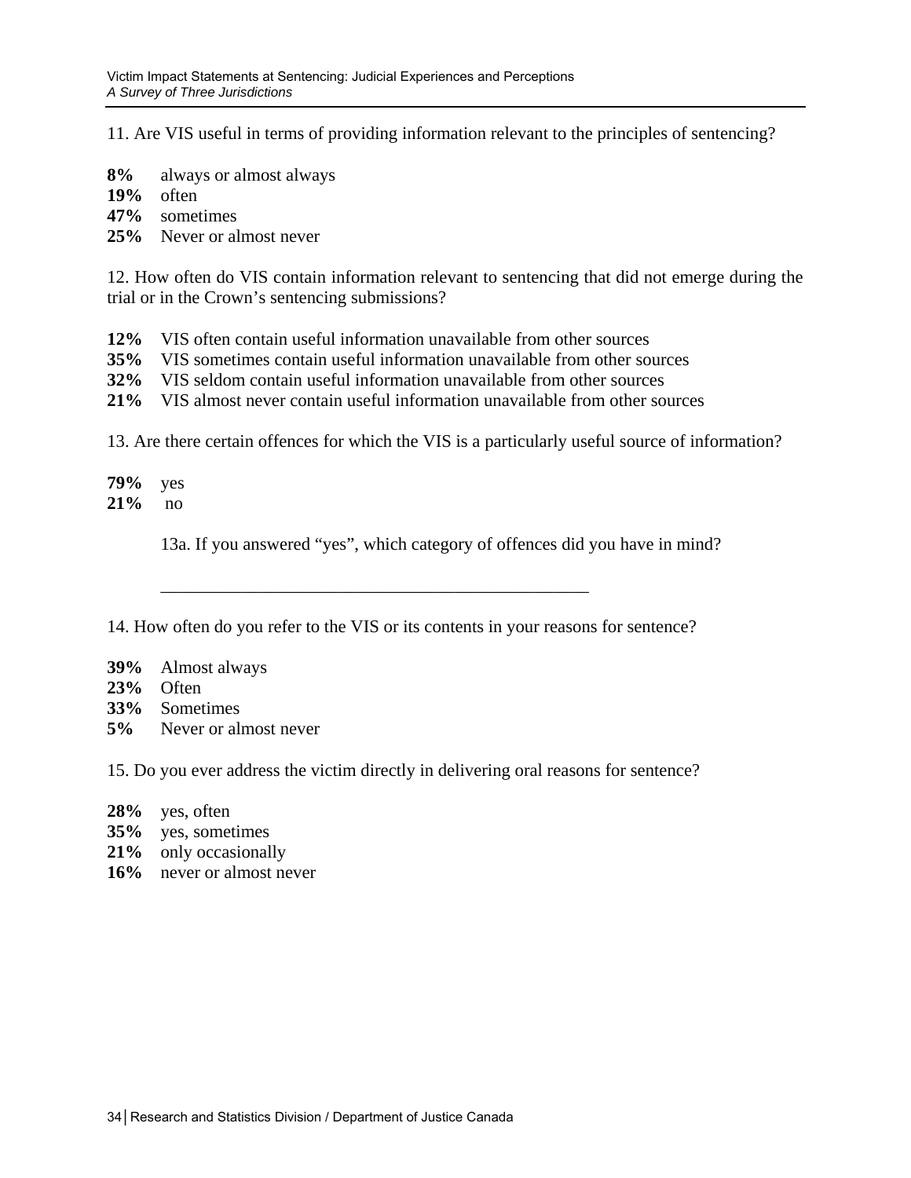11. Are VIS useful in terms of providing information relevant to the principles of sentencing?

**8%** always or almost always
**19%** often
**47%** sometimes
**25%** Never or almost never

12. How often do VIS contain information relevant to sentencing that did not emerge during the trial or in the Crown's sentencing submissions?

**12%** VIS often contain useful information unavailable from other sources
**35%** VIS sometimes contain useful information unavailable from other sources
**32%** VIS seldom contain useful information unavailable from other sources
**21%** VIS almost never contain useful information unavailable from other sources

13. Are there certain offences for which the VIS is a particularly useful source of information?

**79%** yes
**21%** no

> 13a. If you answered "yes", which category of offences did you have in mind?
>
> ________________________________________________

14. How often do you refer to the VIS or its contents in your reasons for sentence?

**39%** Almost always
**23%** Often
**33%** Sometimes
**5%** Never or almost never

15. Do you ever address the victim directly in delivering oral reasons for sentence?

**28%** yes, often
**35%** yes, sometimes
**21%** only occasionally
**16%** never or almost never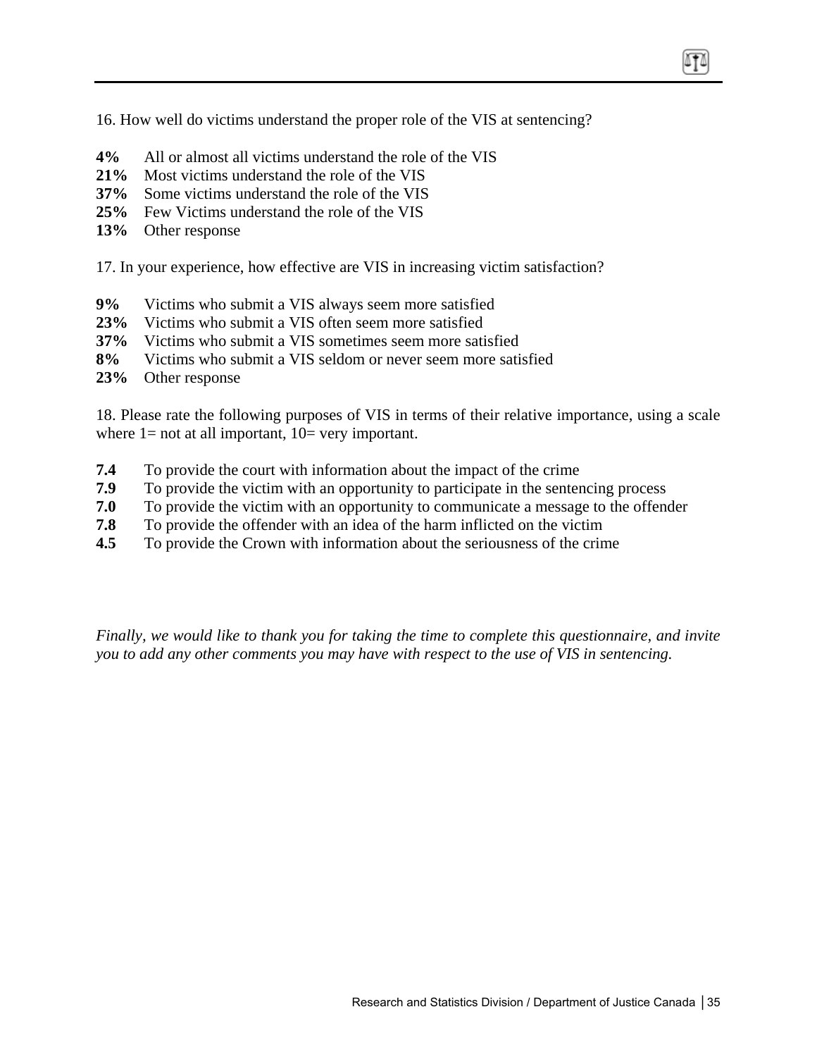16. How well do victims understand the proper role of the VIS at sentencing?

**4%** All or almost all victims understand the role of the VIS
**21%** Most victims understand the role of the VIS
**37%** Some victims understand the role of the VIS
**25%** Few Victims understand the role of the VIS
**13%** Other response

17. In your experience, how effective are VIS in increasing victim satisfaction?

**9%** Victims who submit a VIS always seem more satisfied
**23%** Victims who submit a VIS often seem more satisfied
**37%** Victims who submit a VIS sometimes seem more satisfied
**8%** Victims who submit a VIS seldom or never seem more satisfied
**23%** Other response

18. Please rate the following purposes of VIS in terms of their relative importance, using a scale where 1= not at all important, 10= very important.

**7.4** To provide the court with information about the impact of the crime
**7.9** To provide the victim with an opportunity to participate in the sentencing process
**7.0** To provide the victim with an opportunity to communicate a message to the offender
**7.8** To provide the offender with an idea of the harm inflicted on the victim
**4.5** To provide the Crown with information about the seriousness of the crime

*Finally, we would like to thank you for taking the time to complete this questionnaire, and invite you to add any other comments you may have with respect to the use of VIS in sentencing.*